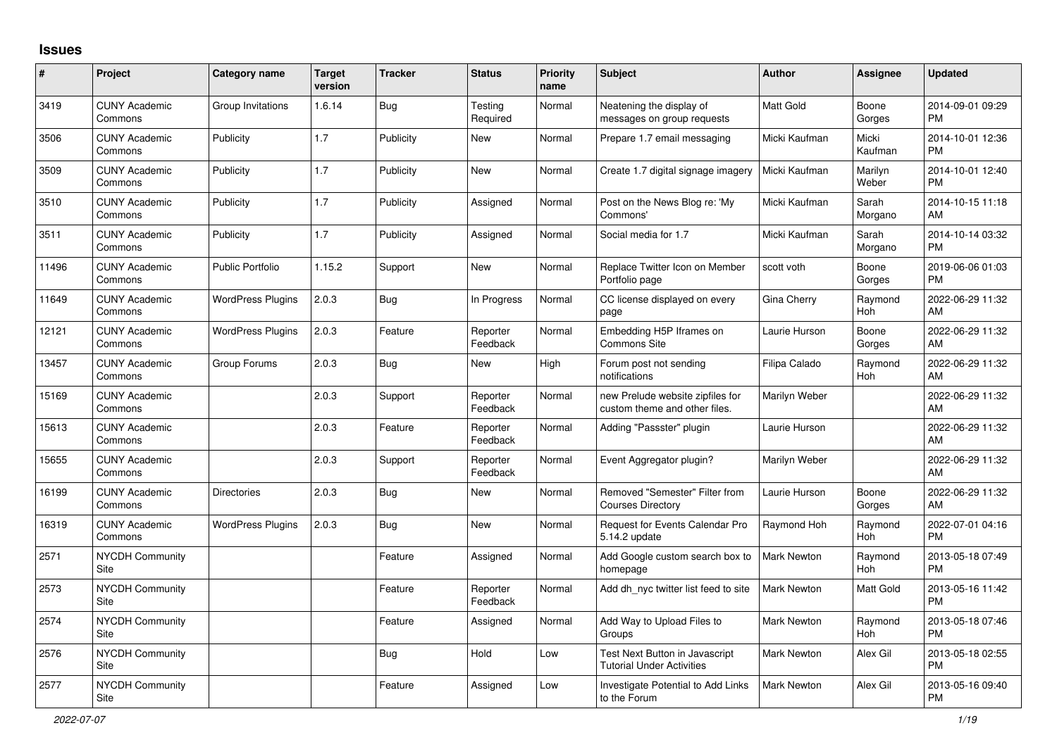## Issues

| # | Project | Category name | Target version | Tracker | Status | Priority name | Subject | Author | Assignee | Updated |
|---|---|---|---|---|---|---|---|---|---|---|
| 3419 | CUNY Academic Commons | Group Invitations | 1.6.14 | Bug | Testing Required | Normal | Neatening the display of messages on group requests | Matt Gold | Boone Gorges | 2014-09-01 09:29 PM |
| 3506 | CUNY Academic Commons | Publicity | 1.7 | Publicity | New | Normal | Prepare 1.7 email messaging | Micki Kaufman | Micki Kaufman | 2014-10-01 12:36 PM |
| 3509 | CUNY Academic Commons | Publicity | 1.7 | Publicity | New | Normal | Create 1.7 digital signage imagery | Micki Kaufman | Marilyn Weber | 2014-10-01 12:40 PM |
| 3510 | CUNY Academic Commons | Publicity | 1.7 | Publicity | Assigned | Normal | Post on the News Blog re: 'My Commons' | Micki Kaufman | Sarah Morgano | 2014-10-15 11:18 AM |
| 3511 | CUNY Academic Commons | Publicity | 1.7 | Publicity | Assigned | Normal | Social media for 1.7 | Micki Kaufman | Sarah Morgano | 2014-10-14 03:32 PM |
| 11496 | CUNY Academic Commons | Public Portfolio | 1.15.2 | Support | New | Normal | Replace Twitter Icon on Member Portfolio page | scott voth | Boone Gorges | 2019-06-06 01:03 PM |
| 11649 | CUNY Academic Commons | WordPress Plugins | 2.0.3 | Bug | In Progress | Normal | CC license displayed on every page | Gina Cherry | Raymond Hoh | 2022-06-29 11:32 AM |
| 12121 | CUNY Academic Commons | WordPress Plugins | 2.0.3 | Feature | Reporter Feedback | Normal | Embedding H5P Iframes on Commons Site | Laurie Hurson | Boone Gorges | 2022-06-29 11:32 AM |
| 13457 | CUNY Academic Commons | Group Forums | 2.0.3 | Bug | New | High | Forum post not sending notifications | Filipa Calado | Raymond Hoh | 2022-06-29 11:32 AM |
| 15169 | CUNY Academic Commons | | 2.0.3 | Support | Reporter Feedback | Normal | new Prelude website zipfiles for custom theme and other files. | Marilyn Weber | | 2022-06-29 11:32 AM |
| 15613 | CUNY Academic Commons | | 2.0.3 | Feature | Reporter Feedback | Normal | Adding "Passster" plugin | Laurie Hurson | | 2022-06-29 11:32 AM |
| 15655 | CUNY Academic Commons | | 2.0.3 | Support | Reporter Feedback | Normal | Event Aggregator plugin? | Marilyn Weber | | 2022-06-29 11:32 AM |
| 16199 | CUNY Academic Commons | Directories | 2.0.3 | Bug | New | Normal | Removed "Semester" Filter from Courses Directory | Laurie Hurson | Boone Gorges | 2022-06-29 11:32 AM |
| 16319 | CUNY Academic Commons | WordPress Plugins | 2.0.3 | Bug | New | Normal | Request for Events Calendar Pro 5.14.2 update | Raymond Hoh | Raymond Hoh | 2022-07-01 04:16 PM |
| 2571 | NYCDH Community Site | | | Feature | Assigned | Normal | Add Google custom search box to homepage | Mark Newton | Raymond Hoh | 2013-05-18 07:49 PM |
| 2573 | NYCDH Community Site | | | Feature | Reporter Feedback | Normal | Add dh_nyc twitter list feed to site | Mark Newton | Matt Gold | 2013-05-16 11:42 PM |
| 2574 | NYCDH Community Site | | | Feature | Assigned | Normal | Add Way to Upload Files to Groups | Mark Newton | Raymond Hoh | 2013-05-18 07:46 PM |
| 2576 | NYCDH Community Site | | | Bug | Hold | Low | Test Next Button in Javascript Tutorial Under Activities | Mark Newton | Alex Gil | 2013-05-18 02:55 PM |
| 2577 | NYCDH Community Site | | | Feature | Assigned | Low | Investigate Potential to Add Links to the Forum | Mark Newton | Alex Gil | 2013-05-16 09:40 PM |

*2022-07-07*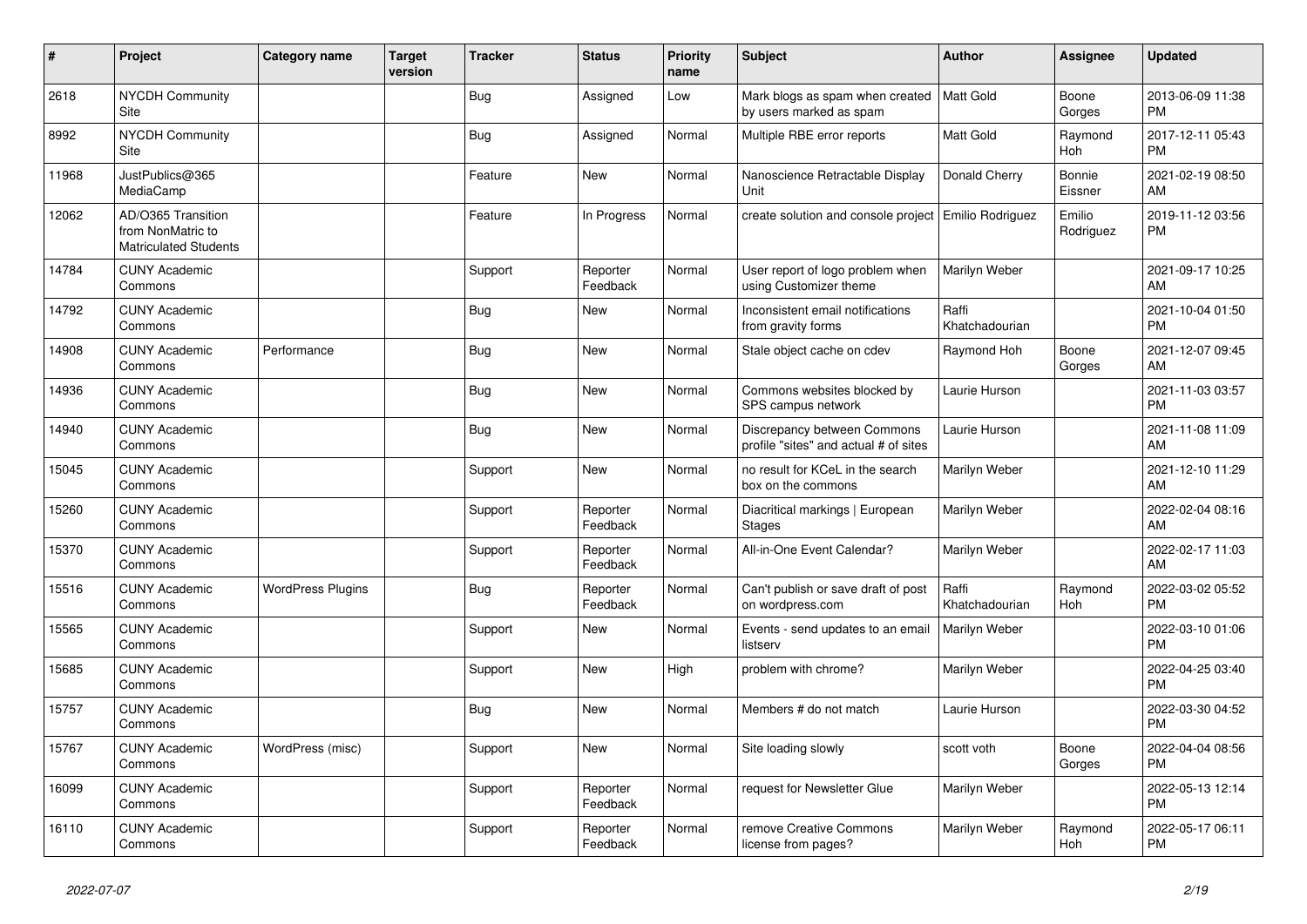| # | Project | Category name | Target version | Tracker | Status | Priority name | Subject | Author | Assignee | Updated |
|---|---|---|---|---|---|---|---|---|---|---|
| 2618 | NYCDH Community Site | | | Bug | Assigned | Low | Mark blogs as spam when created by users marked as spam | Matt Gold | Boone Gorges | 2013-06-09 11:38 PM |
| 8992 | NYCDH Community Site | | | Bug | Assigned | Normal | Multiple RBE error reports | Matt Gold | Raymond Hoh | 2017-12-11 05:43 PM |
| 11968 | JustPublics@365 MediaCamp | | | Feature | New | Normal | Nanoscience Retractable Display Unit | Donald Cherry | Bonnie Eissner | 2021-02-19 08:50 AM |
| 12062 | AD/O365 Transition from NonMatric to Matriculated Students | | | Feature | In Progress | Normal | create solution and console project | Emilio Rodriguez | Emilio Rodriguez | 2019-11-12 03:56 PM |
| 14784 | CUNY Academic Commons | | | Support | Reporter Feedback | Normal | User report of logo problem when using Customizer theme | Marilyn Weber | | 2021-09-17 10:25 AM |
| 14792 | CUNY Academic Commons | | | Bug | New | Normal | Inconsistent email notifications from gravity forms | Raffi Khatchadourian | | 2021-10-04 01:50 PM |
| 14908 | CUNY Academic Commons | Performance | | Bug | New | Normal | Stale object cache on cdev | Raymond Hoh | Boone Gorges | 2021-12-07 09:45 AM |
| 14936 | CUNY Academic Commons | | | Bug | New | Normal | Commons websites blocked by SPS campus network | Laurie Hurson | | 2021-11-03 03:57 PM |
| 14940 | CUNY Academic Commons | | | Bug | New | Normal | Discrepancy between Commons profile "sites" and actual # of sites | Laurie Hurson | | 2021-11-08 11:09 AM |
| 15045 | CUNY Academic Commons | | | Support | New | Normal | no result for KCeL in the search box on the commons | Marilyn Weber | | 2021-12-10 11:29 AM |
| 15260 | CUNY Academic Commons | | | Support | Reporter Feedback | Normal | Diacritical markings \| European Stages | Marilyn Weber | | 2022-02-04 08:16 AM |
| 15370 | CUNY Academic Commons | | | Support | Reporter Feedback | Normal | All-in-One Event Calendar? | Marilyn Weber | | 2022-02-17 11:03 AM |
| 15516 | CUNY Academic Commons | WordPress Plugins | | Bug | Reporter Feedback | Normal | Can't publish or save draft of post on wordpress.com | Raffi Khatchadourian | Raymond Hoh | 2022-03-02 05:52 PM |
| 15565 | CUNY Academic Commons | | | Support | New | Normal | Events - send updates to an email listserv | Marilyn Weber | | 2022-03-10 01:06 PM |
| 15685 | CUNY Academic Commons | | | Support | New | High | problem with chrome? | Marilyn Weber | | 2022-04-25 03:40 PM |
| 15757 | CUNY Academic Commons | | | Bug | New | Normal | Members # do not match | Laurie Hurson | | 2022-03-30 04:52 PM |
| 15767 | CUNY Academic Commons | WordPress (misc) | | Support | New | Normal | Site loading slowly | scott voth | Boone Gorges | 2022-04-04 08:56 PM |
| 16099 | CUNY Academic Commons | | | Support | Reporter Feedback | Normal | request for Newsletter Glue | Marilyn Weber | | 2022-05-13 12:14 PM |
| 16110 | CUNY Academic Commons | | | Support | Reporter Feedback | Normal | remove Creative Commons license from pages? | Marilyn Weber | Raymond Hoh | 2022-05-17 06:11 PM |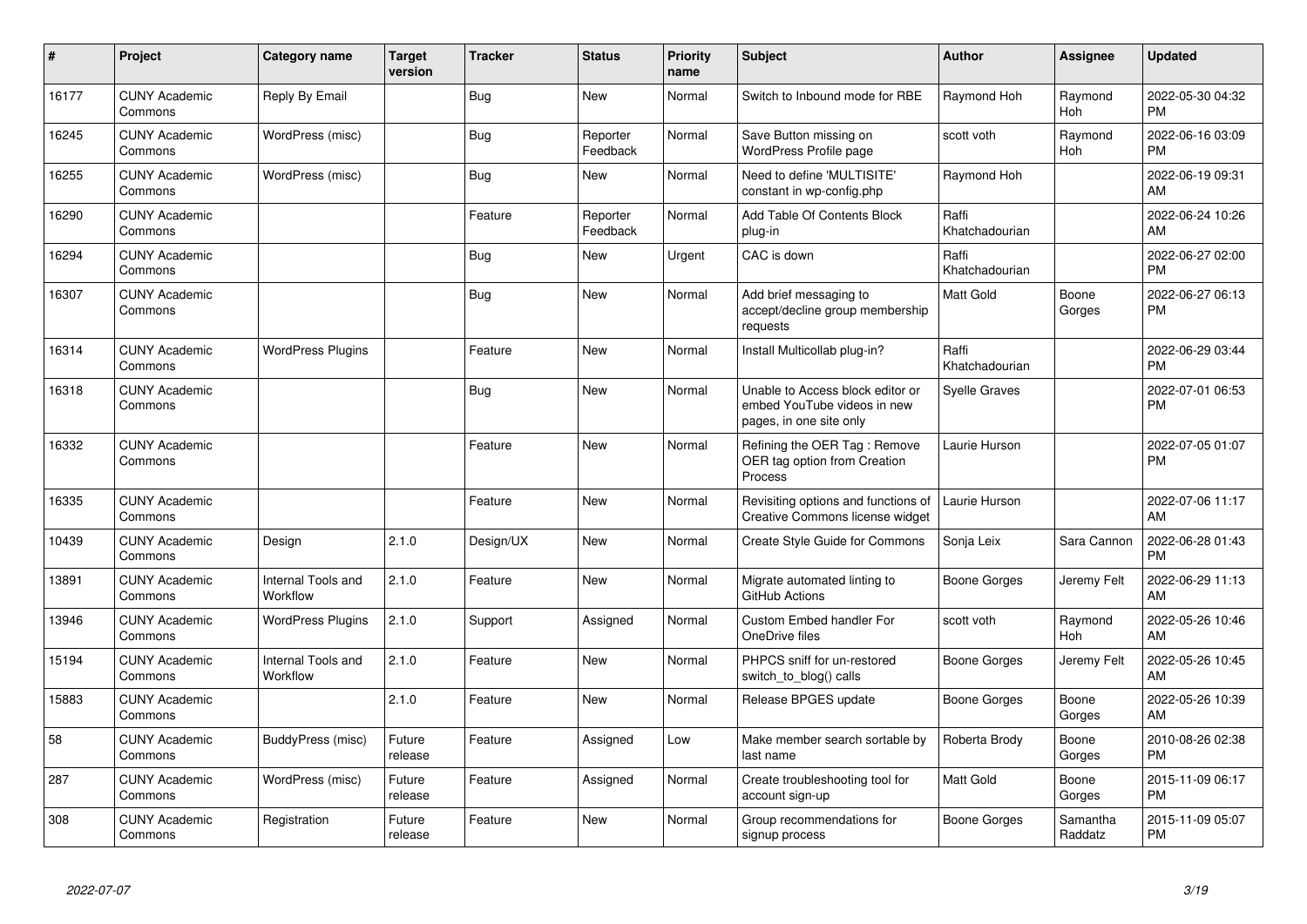| # | Project | Category name | Target version | Tracker | Status | Priority name | Subject | Author | Assignee | Updated |
|---|---|---|---|---|---|---|---|---|---|---|
| 16177 | CUNY Academic Commons | Reply By Email | | Bug | New | Normal | Switch to Inbound mode for RBE | Raymond Hoh | Raymond Hoh | 2022-05-30 04:32 PM |
| 16245 | CUNY Academic Commons | WordPress (misc) | | Bug | Reporter Feedback | Normal | Save Button missing on WordPress Profile page | scott voth | Raymond Hoh | 2022-06-16 03:09 PM |
| 16255 | CUNY Academic Commons | WordPress (misc) | | Bug | New | Normal | Need to define 'MULTISITE' constant in wp-config.php | Raymond Hoh | | 2022-06-19 09:31 AM |
| 16290 | CUNY Academic Commons | | | Feature | Reporter Feedback | Normal | Add Table Of Contents Block plug-in | Raffi Khatchadourian | | 2022-06-24 10:26 AM |
| 16294 | CUNY Academic Commons | | | Bug | New | Urgent | CAC is down | Raffi Khatchadourian | | 2022-06-27 02:00 PM |
| 16307 | CUNY Academic Commons | | | Bug | New | Normal | Add brief messaging to accept/decline group membership requests | Matt Gold | Boone Gorges | 2022-06-27 06:13 PM |
| 16314 | CUNY Academic Commons | WordPress Plugins | | Feature | New | Normal | Install Multicollab plug-in? | Raffi Khatchadourian | | 2022-06-29 03:44 PM |
| 16318 | CUNY Academic Commons | | | Bug | New | Normal | Unable to Access block editor or embed YouTube videos in new pages, in one site only | Syelle Graves | | 2022-07-01 06:53 PM |
| 16332 | CUNY Academic Commons | | | Feature | New | Normal | Refining the OER Tag : Remove OER tag option from Creation Process | Laurie Hurson | | 2022-07-05 01:07 PM |
| 16335 | CUNY Academic Commons | | | Feature | New | Normal | Revisiting options and functions of Creative Commons license widget | Laurie Hurson | | 2022-07-06 11:17 AM |
| 10439 | CUNY Academic Commons | Design | 2.1.0 | Design/UX | New | Normal | Create Style Guide for Commons | Sonja Leix | Sara Cannon | 2022-06-28 01:43 PM |
| 13891 | CUNY Academic Commons | Internal Tools and Workflow | 2.1.0 | Feature | New | Normal | Migrate automated linting to GitHub Actions | Boone Gorges | Jeremy Felt | 2022-06-29 11:13 AM |
| 13946 | CUNY Academic Commons | WordPress Plugins | 2.1.0 | Support | Assigned | Normal | Custom Embed handler For OneDrive files | scott voth | Raymond Hoh | 2022-05-26 10:46 AM |
| 15194 | CUNY Academic Commons | Internal Tools and Workflow | 2.1.0 | Feature | New | Normal | PHPCS sniff for un-restored switch_to_blog() calls | Boone Gorges | Jeremy Felt | 2022-05-26 10:45 AM |
| 15883 | CUNY Academic Commons | | 2.1.0 | Feature | New | Normal | Release BPGES update | Boone Gorges | Boone Gorges | 2022-05-26 10:39 AM |
| 58 | CUNY Academic Commons | BuddyPress (misc) | Future release | Feature | Assigned | Low | Make member search sortable by last name | Roberta Brody | Boone Gorges | 2010-08-26 02:38 PM |
| 287 | CUNY Academic Commons | WordPress (misc) | Future release | Feature | Assigned | Normal | Create troubleshooting tool for account sign-up | Matt Gold | Boone Gorges | 2015-11-09 06:17 PM |
| 308 | CUNY Academic Commons | Registration | Future release | Feature | New | Normal | Group recommendations for signup process | Boone Gorges | Samantha Raddatz | 2015-11-09 05:07 PM |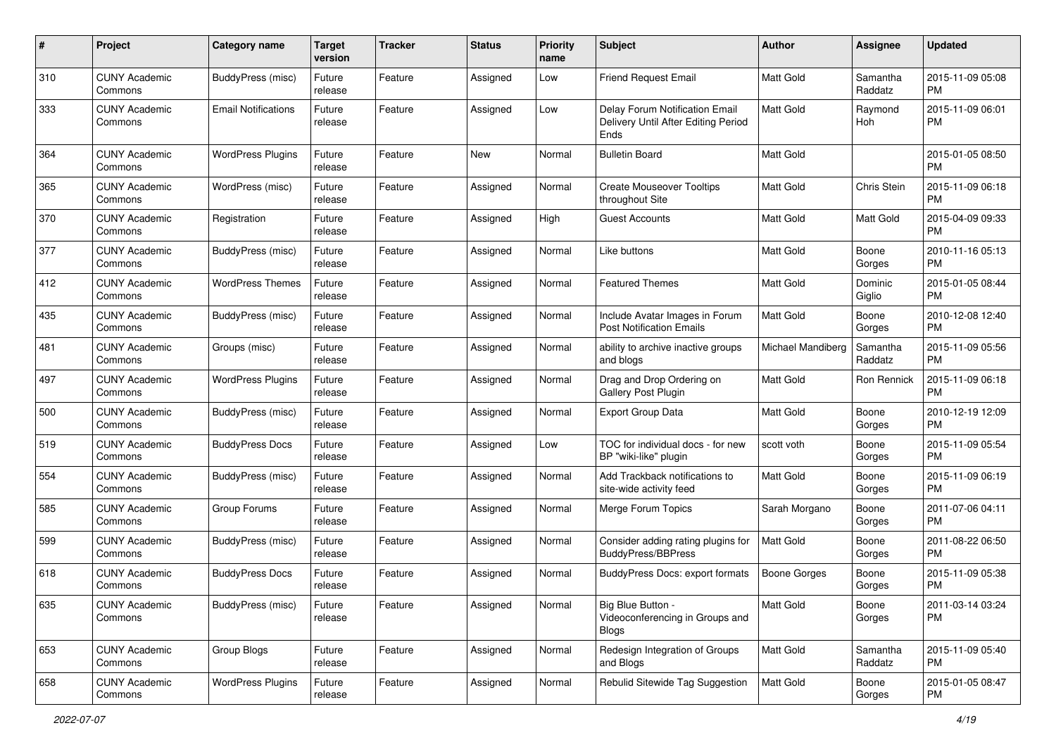| # | Project | Category name | Target version | Tracker | Status | Priority name | Subject | Author | Assignee | Updated |
|---|---|---|---|---|---|---|---|---|---|---|
| 310 | CUNY Academic Commons | BuddyPress (misc) | Future release | Feature | Assigned | Low | Friend Request Email | Matt Gold | Samantha Raddatz | 2015-11-09 05:08 PM |
| 333 | CUNY Academic Commons | Email Notifications | Future release | Feature | Assigned | Low | Delay Forum Notification Email Delivery Until After Editing Period Ends | Matt Gold | Raymond Hoh | 2015-11-09 06:01 PM |
| 364 | CUNY Academic Commons | WordPress Plugins | Future release | Feature | New | Normal | Bulletin Board | Matt Gold | | 2015-01-05 08:50 PM |
| 365 | CUNY Academic Commons | WordPress (misc) | Future release | Feature | Assigned | Normal | Create Mouseover Tooltips throughout Site | Matt Gold | Chris Stein | 2015-11-09 06:18 PM |
| 370 | CUNY Academic Commons | Registration | Future release | Feature | Assigned | High | Guest Accounts | Matt Gold | Matt Gold | 2015-04-09 09:33 PM |
| 377 | CUNY Academic Commons | BuddyPress (misc) | Future release | Feature | Assigned | Normal | Like buttons | Matt Gold | Boone Gorges | 2010-11-16 05:13 PM |
| 412 | CUNY Academic Commons | WordPress Themes | Future release | Feature | Assigned | Normal | Featured Themes | Matt Gold | Dominic Giglio | 2015-01-05 08:44 PM |
| 435 | CUNY Academic Commons | BuddyPress (misc) | Future release | Feature | Assigned | Normal | Include Avatar Images in Forum Post Notification Emails | Matt Gold | Boone Gorges | 2010-12-08 12:40 PM |
| 481 | CUNY Academic Commons | Groups (misc) | Future release | Feature | Assigned | Normal | ability to archive inactive groups and blogs | Michael Mandiberg | Samantha Raddatz | 2015-11-09 05:56 PM |
| 497 | CUNY Academic Commons | WordPress Plugins | Future release | Feature | Assigned | Normal | Drag and Drop Ordering on Gallery Post Plugin | Matt Gold | Ron Rennick | 2015-11-09 06:18 PM |
| 500 | CUNY Academic Commons | BuddyPress (misc) | Future release | Feature | Assigned | Normal | Export Group Data | Matt Gold | Boone Gorges | 2010-12-19 12:09 PM |
| 519 | CUNY Academic Commons | BuddyPress Docs | Future release | Feature | Assigned | Low | TOC for individual docs - for new BP "wiki-like" plugin | scott voth | Boone Gorges | 2015-11-09 05:54 PM |
| 554 | CUNY Academic Commons | BuddyPress (misc) | Future release | Feature | Assigned | Normal | Add Trackback notifications to site-wide activity feed | Matt Gold | Boone Gorges | 2015-11-09 06:19 PM |
| 585 | CUNY Academic Commons | Group Forums | Future release | Feature | Assigned | Normal | Merge Forum Topics | Sarah Morgano | Boone Gorges | 2011-07-06 04:11 PM |
| 599 | CUNY Academic Commons | BuddyPress (misc) | Future release | Feature | Assigned | Normal | Consider adding rating plugins for BuddyPress/BBPress | Matt Gold | Boone Gorges | 2011-08-22 06:50 PM |
| 618 | CUNY Academic Commons | BuddyPress Docs | Future release | Feature | Assigned | Normal | BuddyPress Docs: export formats | Boone Gorges | Boone Gorges | 2015-11-09 05:38 PM |
| 635 | CUNY Academic Commons | BuddyPress (misc) | Future release | Feature | Assigned | Normal | Big Blue Button - Videoconferencing in Groups and Blogs | Matt Gold | Boone Gorges | 2011-03-14 03:24 PM |
| 653 | CUNY Academic Commons | Group Blogs | Future release | Feature | Assigned | Normal | Redesign Integration of Groups and Blogs | Matt Gold | Samantha Raddatz | 2015-11-09 05:40 PM |
| 658 | CUNY Academic Commons | WordPress Plugins | Future release | Feature | Assigned | Normal | Rebulid Sitewide Tag Suggestion | Matt Gold | Boone Gorges | 2015-01-05 08:47 PM |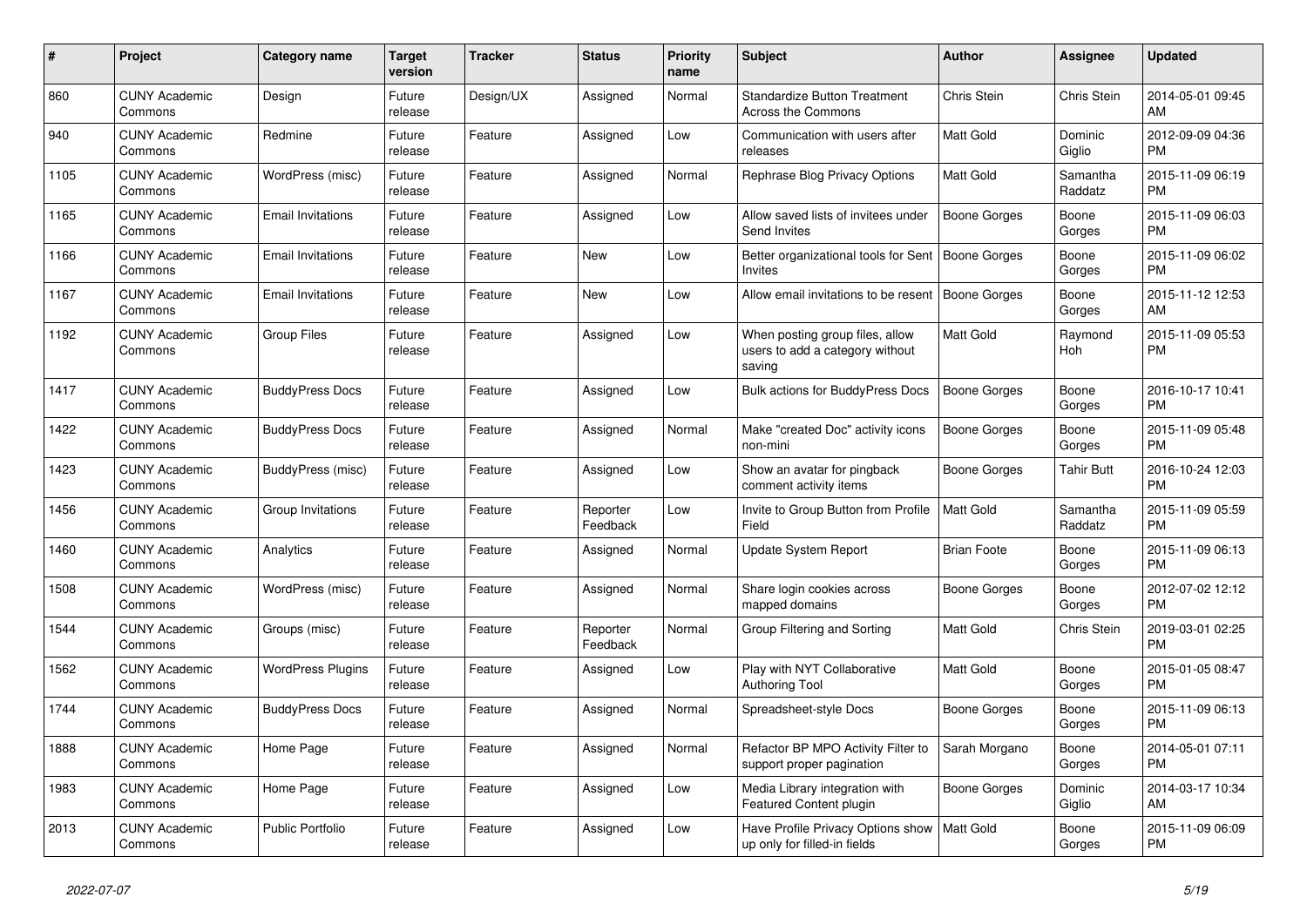| # | Project | Category name | Target version | Tracker | Status | Priority name | Subject | Author | Assignee | Updated |
|---|---|---|---|---|---|---|---|---|---|---|
| 860 | CUNY Academic Commons | Design | Future release | Design/UX | Assigned | Normal | Standardize Button Treatment Across the Commons | Chris Stein | Chris Stein | 2014-05-01 09:45 AM |
| 940 | CUNY Academic Commons | Redmine | Future release | Feature | Assigned | Low | Communication with users after releases | Matt Gold | Dominic Giglio | 2012-09-09 04:36 PM |
| 1105 | CUNY Academic Commons | WordPress (misc) | Future release | Feature | Assigned | Normal | Rephrase Blog Privacy Options | Matt Gold | Samantha Raddatz | 2015-11-09 06:19 PM |
| 1165 | CUNY Academic Commons | Email Invitations | Future release | Feature | Assigned | Low | Allow saved lists of invitees under Send Invites | Boone Gorges | Boone Gorges | 2015-11-09 06:03 PM |
| 1166 | CUNY Academic Commons | Email Invitations | Future release | Feature | New | Low | Better organizational tools for Sent Invites | Boone Gorges | Boone Gorges | 2015-11-09 06:02 PM |
| 1167 | CUNY Academic Commons | Email Invitations | Future release | Feature | New | Low | Allow email invitations to be resent | Boone Gorges | Boone Gorges | 2015-11-12 12:53 AM |
| 1192 | CUNY Academic Commons | Group Files | Future release | Feature | Assigned | Low | When posting group files, allow users to add a category without saving | Matt Gold | Raymond Hoh | 2015-11-09 05:53 PM |
| 1417 | CUNY Academic Commons | BuddyPress Docs | Future release | Feature | Assigned | Low | Bulk actions for BuddyPress Docs | Boone Gorges | Boone Gorges | 2016-10-17 10:41 PM |
| 1422 | CUNY Academic Commons | BuddyPress Docs | Future release | Feature | Assigned | Normal | Make "created Doc" activity icons non-mini | Boone Gorges | Boone Gorges | 2015-11-09 05:48 PM |
| 1423 | CUNY Academic Commons | BuddyPress (misc) | Future release | Feature | Assigned | Low | Show an avatar for pingback comment activity items | Boone Gorges | Tahir Butt | 2016-10-24 12:03 PM |
| 1456 | CUNY Academic Commons | Group Invitations | Future release | Feature | Reporter Feedback | Low | Invite to Group Button from Profile Field | Matt Gold | Samantha Raddatz | 2015-11-09 05:59 PM |
| 1460 | CUNY Academic Commons | Analytics | Future release | Feature | Assigned | Normal | Update System Report | Brian Foote | Boone Gorges | 2015-11-09 06:13 PM |
| 1508 | CUNY Academic Commons | WordPress (misc) | Future release | Feature | Assigned | Normal | Share login cookies across mapped domains | Boone Gorges | Boone Gorges | 2012-07-02 12:12 PM |
| 1544 | CUNY Academic Commons | Groups (misc) | Future release | Feature | Reporter Feedback | Normal | Group Filtering and Sorting | Matt Gold | Chris Stein | 2019-03-01 02:25 PM |
| 1562 | CUNY Academic Commons | WordPress Plugins | Future release | Feature | Assigned | Low | Play with NYT Collaborative Authoring Tool | Matt Gold | Boone Gorges | 2015-01-05 08:47 PM |
| 1744 | CUNY Academic Commons | BuddyPress Docs | Future release | Feature | Assigned | Normal | Spreadsheet-style Docs | Boone Gorges | Boone Gorges | 2015-11-09 06:13 PM |
| 1888 | CUNY Academic Commons | Home Page | Future release | Feature | Assigned | Normal | Refactor BP MPO Activity Filter to support proper pagination | Sarah Morgano | Boone Gorges | 2014-05-01 07:11 PM |
| 1983 | CUNY Academic Commons | Home Page | Future release | Feature | Assigned | Low | Media Library integration with Featured Content plugin | Boone Gorges | Dominic Giglio | 2014-03-17 10:34 AM |
| 2013 | CUNY Academic Commons | Public Portfolio | Future release | Feature | Assigned | Low | Have Profile Privacy Options show up only for filled-in fields | Matt Gold | Boone Gorges | 2015-11-09 06:09 PM |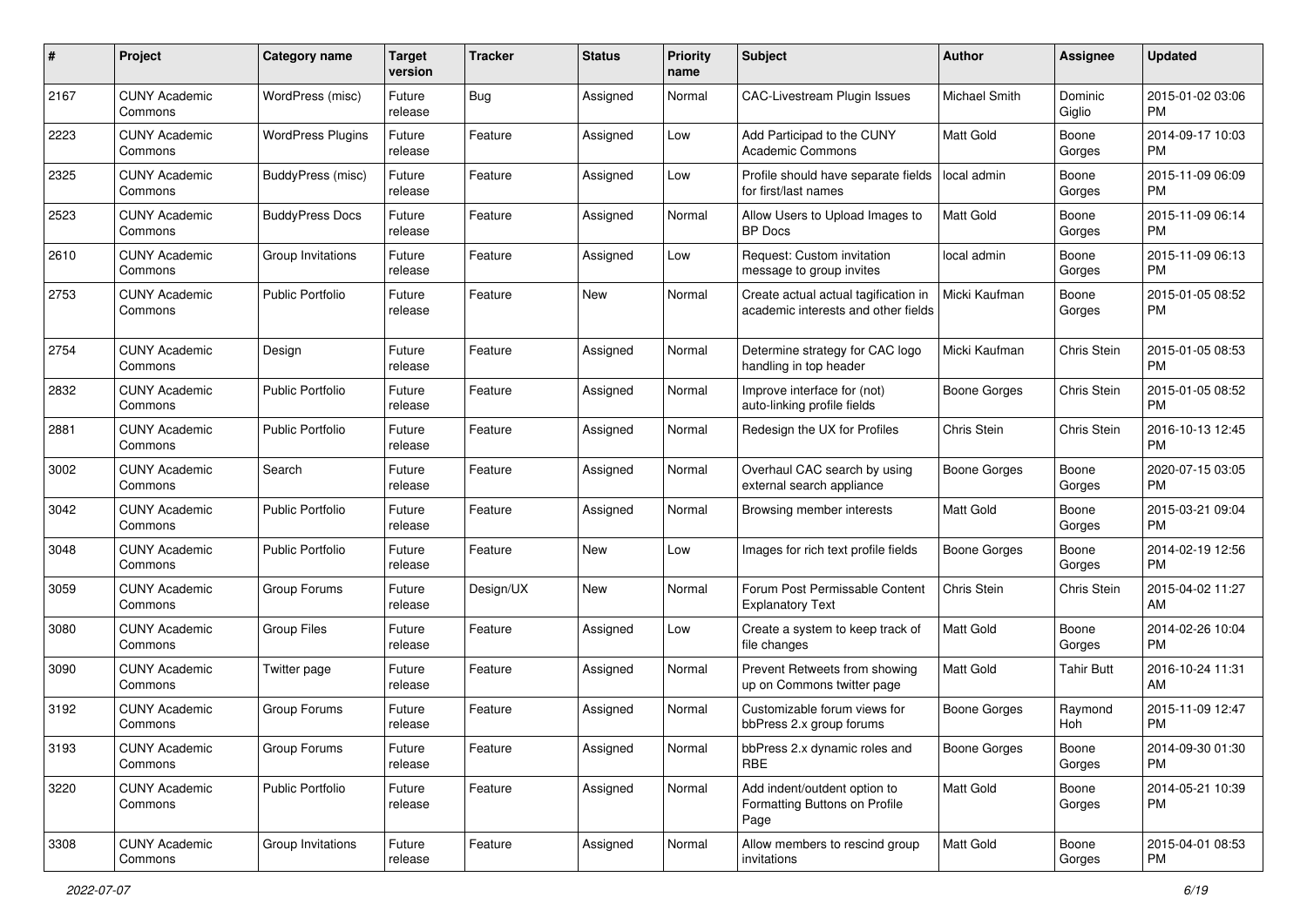| # | Project | Category name | Target version | Tracker | Status | Priority name | Subject | Author | Assignee | Updated |
|---|---|---|---|---|---|---|---|---|---|---|
| 2167 | CUNY Academic Commons | WordPress (misc) | Future release | Bug | Assigned | Normal | CAC-Livestream Plugin Issues | Michael Smith | Dominic Giglio | 2015-01-02 03:06 PM |
| 2223 | CUNY Academic Commons | WordPress Plugins | Future release | Feature | Assigned | Low | Add Participad to the CUNY Academic Commons | Matt Gold | Boone Gorges | 2014-09-17 10:03 PM |
| 2325 | CUNY Academic Commons | BuddyPress (misc) | Future release | Feature | Assigned | Low | Profile should have separate fields for first/last names | local admin | Boone Gorges | 2015-11-09 06:09 PM |
| 2523 | CUNY Academic Commons | BuddyPress Docs | Future release | Feature | Assigned | Normal | Allow Users to Upload Images to BP Docs | Matt Gold | Boone Gorges | 2015-11-09 06:14 PM |
| 2610 | CUNY Academic Commons | Group Invitations | Future release | Feature | Assigned | Low | Request: Custom invitation message to group invites | local admin | Boone Gorges | 2015-11-09 06:13 PM |
| 2753 | CUNY Academic Commons | Public Portfolio | Future release | Feature | New | Normal | Create actual actual tagification in academic interests and other fields | Micki Kaufman | Boone Gorges | 2015-01-05 08:52 PM |
| 2754 | CUNY Academic Commons | Design | Future release | Feature | Assigned | Normal | Determine strategy for CAC logo handling in top header | Micki Kaufman | Chris Stein | 2015-01-05 08:53 PM |
| 2832 | CUNY Academic Commons | Public Portfolio | Future release | Feature | Assigned | Normal | Improve interface for (not) auto-linking profile fields | Boone Gorges | Chris Stein | 2015-01-05 08:52 PM |
| 2881 | CUNY Academic Commons | Public Portfolio | Future release | Feature | Assigned | Normal | Redesign the UX for Profiles | Chris Stein | Chris Stein | 2016-10-13 12:45 PM |
| 3002 | CUNY Academic Commons | Search | Future release | Feature | Assigned | Normal | Overhaul CAC search by using external search appliance | Boone Gorges | Boone Gorges | 2020-07-15 03:05 PM |
| 3042 | CUNY Academic Commons | Public Portfolio | Future release | Feature | Assigned | Normal | Browsing member interests | Matt Gold | Boone Gorges | 2015-03-21 09:04 PM |
| 3048 | CUNY Academic Commons | Public Portfolio | Future release | Feature | New | Low | Images for rich text profile fields | Boone Gorges | Boone Gorges | 2014-02-19 12:56 PM |
| 3059 | CUNY Academic Commons | Group Forums | Future release | Design/UX | New | Normal | Forum Post Permissable Content Explanatory Text | Chris Stein | Chris Stein | 2015-04-02 11:27 AM |
| 3080 | CUNY Academic Commons | Group Files | Future release | Feature | Assigned | Low | Create a system to keep track of file changes | Matt Gold | Boone Gorges | 2014-02-26 10:04 PM |
| 3090 | CUNY Academic Commons | Twitter page | Future release | Feature | Assigned | Normal | Prevent Retweets from showing up on Commons twitter page | Matt Gold | Tahir Butt | 2016-10-24 11:31 AM |
| 3192 | CUNY Academic Commons | Group Forums | Future release | Feature | Assigned | Normal | Customizable forum views for bbPress 2.x group forums | Boone Gorges | Raymond Hoh | 2015-11-09 12:47 PM |
| 3193 | CUNY Academic Commons | Group Forums | Future release | Feature | Assigned | Normal | bbPress 2.x dynamic roles and RBE | Boone Gorges | Boone Gorges | 2014-09-30 01:30 PM |
| 3220 | CUNY Academic Commons | Public Portfolio | Future release | Feature | Assigned | Normal | Add indent/outdent option to Formatting Buttons on Profile Page | Matt Gold | Boone Gorges | 2014-05-21 10:39 PM |
| 3308 | CUNY Academic Commons | Group Invitations | Future release | Feature | Assigned | Normal | Allow members to rescind group invitations | Matt Gold | Boone Gorges | 2015-04-01 08:53 PM |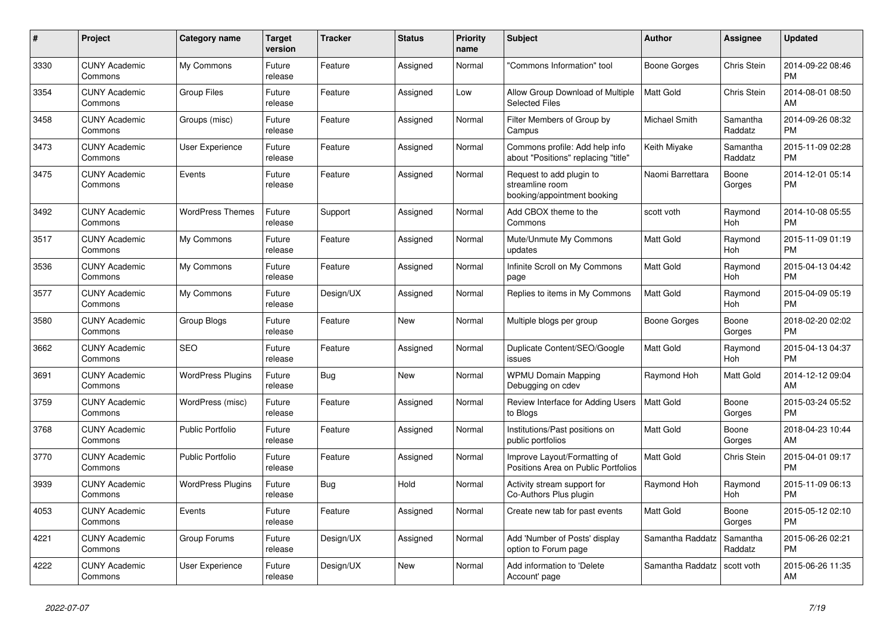| # | Project | Category name | Target version | Tracker | Status | Priority name | Subject | Author | Assignee | Updated |
|---|---|---|---|---|---|---|---|---|---|---|
| 3330 | CUNY Academic Commons | My Commons | Future release | Feature | Assigned | Normal | "Commons Information" tool | Boone Gorges | Chris Stein | 2014-09-22 08:46 PM |
| 3354 | CUNY Academic Commons | Group Files | Future release | Feature | Assigned | Low | Allow Group Download of Multiple Selected Files | Matt Gold | Chris Stein | 2014-08-01 08:50 AM |
| 3458 | CUNY Academic Commons | Groups (misc) | Future release | Feature | Assigned | Normal | Filter Members of Group by Campus | Michael Smith | Samantha Raddatz | 2014-09-26 08:32 PM |
| 3473 | CUNY Academic Commons | User Experience | Future release | Feature | Assigned | Normal | Commons profile: Add help info about "Positions" replacing "title" | Keith Miyake | Samantha Raddatz | 2015-11-09 02:28 PM |
| 3475 | CUNY Academic Commons | Events | Future release | Feature | Assigned | Normal | Request to add plugin to streamline room booking/appointment booking | Naomi Barrettara | Boone Gorges | 2014-12-01 05:14 PM |
| 3492 | CUNY Academic Commons | WordPress Themes | Future release | Support | Assigned | Normal | Add CBOX theme to the Commons | scott voth | Raymond Hoh | 2014-10-08 05:55 PM |
| 3517 | CUNY Academic Commons | My Commons | Future release | Feature | Assigned | Normal | Mute/Unmute My Commons updates | Matt Gold | Raymond Hoh | 2015-11-09 01:19 PM |
| 3536 | CUNY Academic Commons | My Commons | Future release | Feature | Assigned | Normal | Infinite Scroll on My Commons page | Matt Gold | Raymond Hoh | 2015-04-13 04:42 PM |
| 3577 | CUNY Academic Commons | My Commons | Future release | Design/UX | Assigned | Normal | Replies to items in My Commons | Matt Gold | Raymond Hoh | 2015-04-09 05:19 PM |
| 3580 | CUNY Academic Commons | Group Blogs | Future release | Feature | New | Normal | Multiple blogs per group | Boone Gorges | Boone Gorges | 2018-02-20 02:02 PM |
| 3662 | CUNY Academic Commons | SEO | Future release | Feature | Assigned | Normal | Duplicate Content/SEO/Google issues | Matt Gold | Raymond Hoh | 2015-04-13 04:37 PM |
| 3691 | CUNY Academic Commons | WordPress Plugins | Future release | Bug | New | Normal | WPMU Domain Mapping Debugging on cdev | Raymond Hoh | Matt Gold | 2014-12-12 09:04 AM |
| 3759 | CUNY Academic Commons | WordPress (misc) | Future release | Feature | Assigned | Normal | Review Interface for Adding Users to Blogs | Matt Gold | Boone Gorges | 2015-03-24 05:52 PM |
| 3768 | CUNY Academic Commons | Public Portfolio | Future release | Feature | Assigned | Normal | Institutions/Past positions on public portfolios | Matt Gold | Boone Gorges | 2018-04-23 10:44 AM |
| 3770 | CUNY Academic Commons | Public Portfolio | Future release | Feature | Assigned | Normal | Improve Layout/Formatting of Positions Area on Public Portfolios | Matt Gold | Chris Stein | 2015-04-01 09:17 PM |
| 3939 | CUNY Academic Commons | WordPress Plugins | Future release | Bug | Hold | Normal | Activity stream support for Co-Authors Plus plugin | Raymond Hoh | Raymond Hoh | 2015-11-09 06:13 PM |
| 4053 | CUNY Academic Commons | Events | Future release | Feature | Assigned | Normal | Create new tab for past events | Matt Gold | Boone Gorges | 2015-05-12 02:10 PM |
| 4221 | CUNY Academic Commons | Group Forums | Future release | Design/UX | Assigned | Normal | Add 'Number of Posts' display option to Forum page | Samantha Raddatz | Samantha Raddatz | 2015-06-26 02:21 PM |
| 4222 | CUNY Academic Commons | User Experience | Future release | Design/UX | New | Normal | Add information to 'Delete Account' page | Samantha Raddatz | scott voth | 2015-06-26 11:35 AM |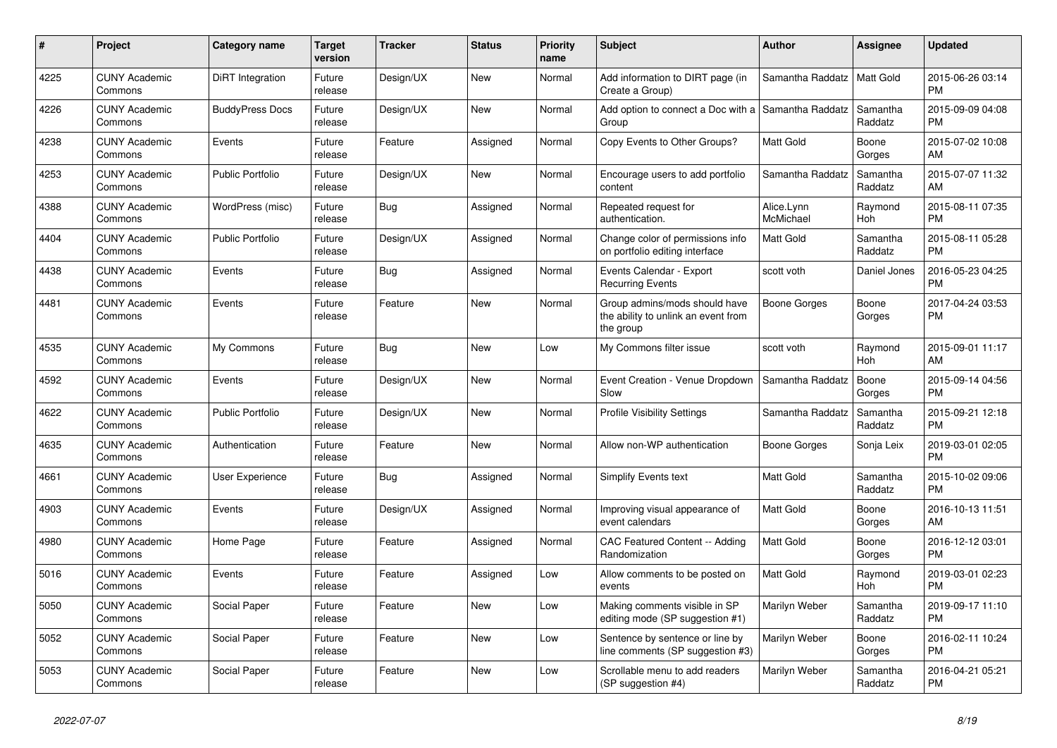| # | Project | Category name | Target version | Tracker | Status | Priority name | Subject | Author | Assignee | Updated |
|---|---|---|---|---|---|---|---|---|---|---|
| 4225 | CUNY Academic Commons | DiRT Integration | Future release | Design/UX | New | Normal | Add information to DIRT page (in Create a Group) | Samantha Raddatz | Matt Gold | 2015-06-26 03:14 PM |
| 4226 | CUNY Academic Commons | BuddyPress Docs | Future release | Design/UX | New | Normal | Add option to connect a Doc with a Group | Samantha Raddatz | Samantha Raddatz | 2015-09-09 04:08 PM |
| 4238 | CUNY Academic Commons | Events | Future release | Feature | Assigned | Normal | Copy Events to Other Groups? | Matt Gold | Boone Gorges | 2015-07-02 10:08 AM |
| 4253 | CUNY Academic Commons | Public Portfolio | Future release | Design/UX | New | Normal | Encourage users to add portfolio content | Samantha Raddatz | Samantha Raddatz | 2015-07-07 11:32 AM |
| 4388 | CUNY Academic Commons | WordPress (misc) | Future release | Bug | Assigned | Normal | Repeated request for authentication. | Alice.Lynn McMichael | Raymond Hoh | 2015-08-11 07:35 PM |
| 4404 | CUNY Academic Commons | Public Portfolio | Future release | Design/UX | Assigned | Normal | Change color of permissions info on portfolio editing interface | Matt Gold | Samantha Raddatz | 2015-08-11 05:28 PM |
| 4438 | CUNY Academic Commons | Events | Future release | Bug | Assigned | Normal | Events Calendar - Export Recurring Events | scott voth | Daniel Jones | 2016-05-23 04:25 PM |
| 4481 | CUNY Academic Commons | Events | Future release | Feature | New | Normal | Group admins/mods should have the ability to unlink an event from the group | Boone Gorges | Boone Gorges | 2017-04-24 03:53 PM |
| 4535 | CUNY Academic Commons | My Commons | Future release | Bug | New | Low | My Commons filter issue | scott voth | Raymond Hoh | 2015-09-01 11:17 AM |
| 4592 | CUNY Academic Commons | Events | Future release | Design/UX | New | Normal | Event Creation - Venue Dropdown Slow | Samantha Raddatz | Boone Gorges | 2015-09-14 04:56 PM |
| 4622 | CUNY Academic Commons | Public Portfolio | Future release | Design/UX | New | Normal | Profile Visibility Settings | Samantha Raddatz | Samantha Raddatz | 2015-09-21 12:18 PM |
| 4635 | CUNY Academic Commons | Authentication | Future release | Feature | New | Normal | Allow non-WP authentication | Boone Gorges | Sonja Leix | 2019-03-01 02:05 PM |
| 4661 | CUNY Academic Commons | User Experience | Future release | Bug | Assigned | Normal | Simplify Events text | Matt Gold | Samantha Raddatz | 2015-10-02 09:06 PM |
| 4903 | CUNY Academic Commons | Events | Future release | Design/UX | Assigned | Normal | Improving visual appearance of event calendars | Matt Gold | Boone Gorges | 2016-10-13 11:51 AM |
| 4980 | CUNY Academic Commons | Home Page | Future release | Feature | Assigned | Normal | CAC Featured Content -- Adding Randomization | Matt Gold | Boone Gorges | 2016-12-12 03:01 PM |
| 5016 | CUNY Academic Commons | Events | Future release | Feature | Assigned | Low | Allow comments to be posted on events | Matt Gold | Raymond Hoh | 2019-03-01 02:23 PM |
| 5050 | CUNY Academic Commons | Social Paper | Future release | Feature | New | Low | Making comments visible in SP editing mode (SP suggestion #1) | Marilyn Weber | Samantha Raddatz | 2019-09-17 11:10 PM |
| 5052 | CUNY Academic Commons | Social Paper | Future release | Feature | New | Low | Sentence by sentence or line by line comments (SP suggestion #3) | Marilyn Weber | Boone Gorges | 2016-02-11 10:24 PM |
| 5053 | CUNY Academic Commons | Social Paper | Future release | Feature | New | Low | Scrollable menu to add readers (SP suggestion #4) | Marilyn Weber | Samantha Raddatz | 2016-04-21 05:21 PM |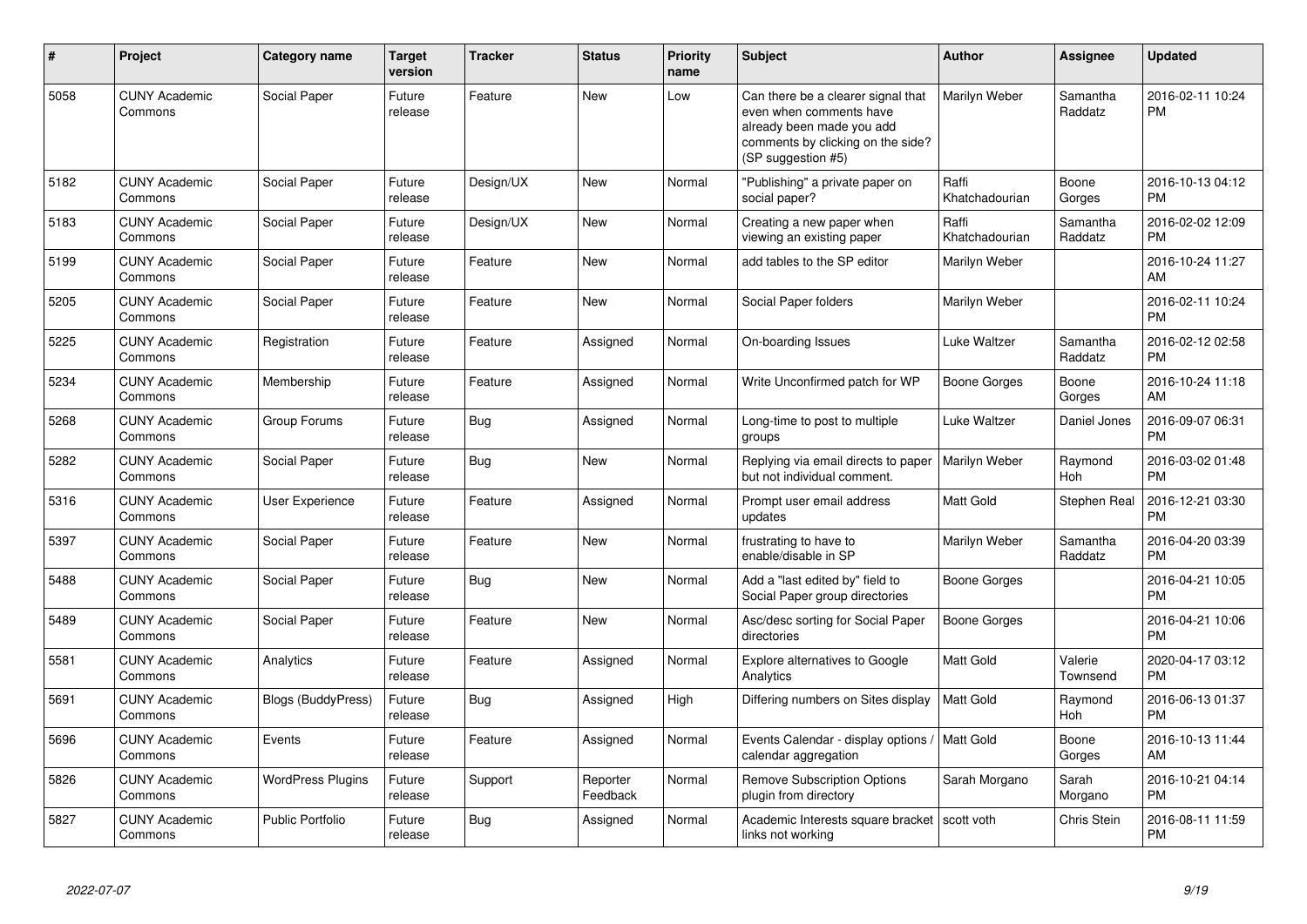| # | Project | Category name | Target version | Tracker | Status | Priority name | Subject | Author | Assignee | Updated |
|---|---|---|---|---|---|---|---|---|---|---|
| 5058 | CUNY Academic Commons | Social Paper | Future release | Feature | New | Low | Can there be a clearer signal that even when comments have already been made you add comments by clicking on the side? (SP suggestion #5) | Marilyn Weber | Samantha Raddatz | 2016-02-11 10:24 PM |
| 5182 | CUNY Academic Commons | Social Paper | Future release | Design/UX | New | Normal | "Publishing" a private paper on social paper? | Raffi Khatchadourian | Boone Gorges | 2016-10-13 04:12 PM |
| 5183 | CUNY Academic Commons | Social Paper | Future release | Design/UX | New | Normal | Creating a new paper when viewing an existing paper | Raffi Khatchadourian | Samantha Raddatz | 2016-02-02 12:09 PM |
| 5199 | CUNY Academic Commons | Social Paper | Future release | Feature | New | Normal | add tables to the SP editor | Marilyn Weber | | 2016-10-24 11:27 AM |
| 5205 | CUNY Academic Commons | Social Paper | Future release | Feature | New | Normal | Social Paper folders | Marilyn Weber | | 2016-02-11 10:24 PM |
| 5225 | CUNY Academic Commons | Registration | Future release | Feature | Assigned | Normal | On-boarding Issues | Luke Waltzer | Samantha Raddatz | 2016-02-12 02:58 PM |
| 5234 | CUNY Academic Commons | Membership | Future release | Feature | Assigned | Normal | Write Unconfirmed patch for WP | Boone Gorges | Boone Gorges | 2016-10-24 11:18 AM |
| 5268 | CUNY Academic Commons | Group Forums | Future release | Bug | Assigned | Normal | Long-time to post to multiple groups | Luke Waltzer | Daniel Jones | 2016-09-07 06:31 PM |
| 5282 | CUNY Academic Commons | Social Paper | Future release | Bug | New | Normal | Replying via email directs to paper but not individual comment. | Marilyn Weber | Raymond Hoh | 2016-03-02 01:48 PM |
| 5316 | CUNY Academic Commons | User Experience | Future release | Feature | Assigned | Normal | Prompt user email address updates | Matt Gold | Stephen Real | 2016-12-21 03:30 PM |
| 5397 | CUNY Academic Commons | Social Paper | Future release | Feature | New | Normal | frustrating to have to enable/disable in SP | Marilyn Weber | Samantha Raddatz | 2016-04-20 03:39 PM |
| 5488 | CUNY Academic Commons | Social Paper | Future release | Bug | New | Normal | Add a "last edited by" field to Social Paper group directories | Boone Gorges | | 2016-04-21 10:05 PM |
| 5489 | CUNY Academic Commons | Social Paper | Future release | Feature | New | Normal | Asc/desc sorting for Social Paper directories | Boone Gorges | | 2016-04-21 10:06 PM |
| 5581 | CUNY Academic Commons | Analytics | Future release | Feature | Assigned | Normal | Explore alternatives to Google Analytics | Matt Gold | Valerie Townsend | 2020-04-17 03:12 PM |
| 5691 | CUNY Academic Commons | Blogs (BuddyPress) | Future release | Bug | Assigned | High | Differing numbers on Sites display | Matt Gold | Raymond Hoh | 2016-06-13 01:37 PM |
| 5696 | CUNY Academic Commons | Events | Future release | Feature | Assigned | Normal | Events Calendar - display options / calendar aggregation | Matt Gold | Boone Gorges | 2016-10-13 11:44 AM |
| 5826 | CUNY Academic Commons | WordPress Plugins | Future release | Support | Reporter Feedback | Normal | Remove Subscription Options plugin from directory | Sarah Morgano | Sarah Morgano | 2016-10-21 04:14 PM |
| 5827 | CUNY Academic Commons | Public Portfolio | Future release | Bug | Assigned | Normal | Academic Interests square bracket links not working | scott voth | Chris Stein | 2016-08-11 11:59 PM |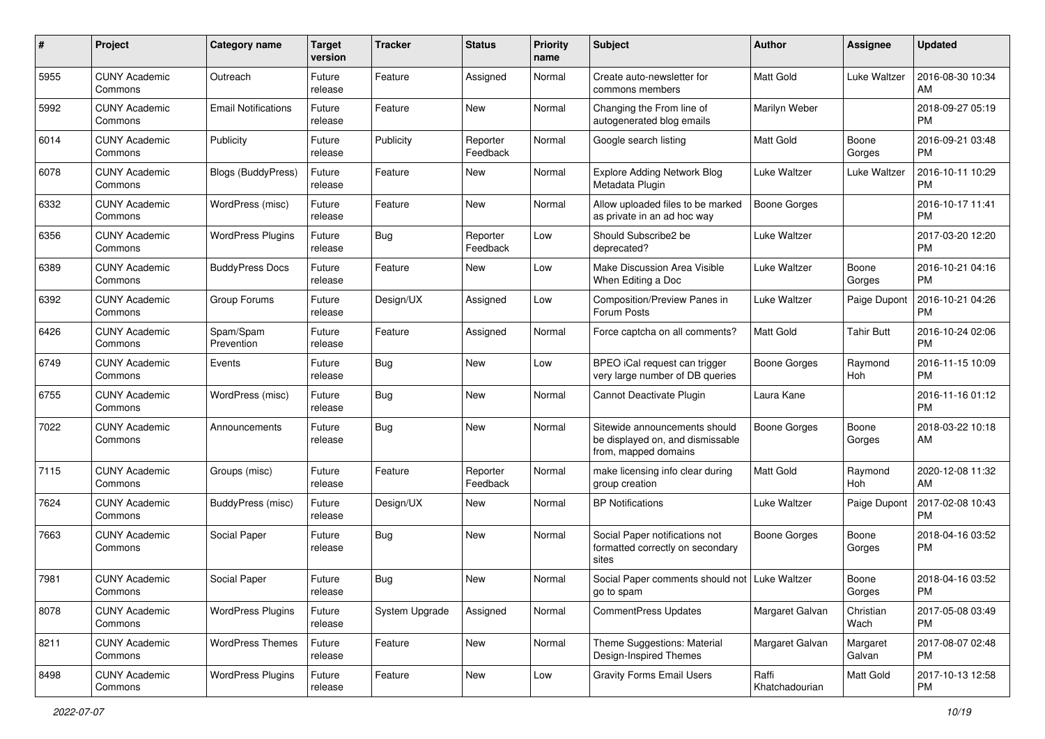| # | Project | Category name | Target version | Tracker | Status | Priority name | Subject | Author | Assignee | Updated |
|---|---|---|---|---|---|---|---|---|---|---|
| 5955 | CUNY Academic Commons | Outreach | Future release | Feature | Assigned | Normal | Create auto-newsletter for commons members | Matt Gold | Luke Waltzer | 2016-08-30 10:34 AM |
| 5992 | CUNY Academic Commons | Email Notifications | Future release | Feature | New | Normal | Changing the From line of autogenerated blog emails | Marilyn Weber | | 2018-09-27 05:19 PM |
| 6014 | CUNY Academic Commons | Publicity | Future release | Publicity | Reporter Feedback | Normal | Google search listing | Matt Gold | Boone Gorges | 2016-09-21 03:48 PM |
| 6078 | CUNY Academic Commons | Blogs (BuddyPress) | Future release | Feature | New | Normal | Explore Adding Network Blog Metadata Plugin | Luke Waltzer | Luke Waltzer | 2016-10-11 10:29 PM |
| 6332 | CUNY Academic Commons | WordPress (misc) | Future release | Feature | New | Normal | Allow uploaded files to be marked as private in an ad hoc way | Boone Gorges | | 2016-10-17 11:41 PM |
| 6356 | CUNY Academic Commons | WordPress Plugins | Future release | Bug | Reporter Feedback | Low | Should Subscribe2 be deprecated? | Luke Waltzer | | 2017-03-20 12:20 PM |
| 6389 | CUNY Academic Commons | BuddyPress Docs | Future release | Feature | New | Low | Make Discussion Area Visible When Editing a Doc | Luke Waltzer | Boone Gorges | 2016-10-21 04:16 PM |
| 6392 | CUNY Academic Commons | Group Forums | Future release | Design/UX | Assigned | Low | Composition/Preview Panes in Forum Posts | Luke Waltzer | Paige Dupont | 2016-10-21 04:26 PM |
| 6426 | CUNY Academic Commons | Spam/Spam Prevention | Future release | Feature | Assigned | Normal | Force captcha on all comments? | Matt Gold | Tahir Butt | 2016-10-24 02:06 PM |
| 6749 | CUNY Academic Commons | Events | Future release | Bug | New | Low | BPEO iCal request can trigger very large number of DB queries | Boone Gorges | Raymond Hoh | 2016-11-15 10:09 PM |
| 6755 | CUNY Academic Commons | WordPress (misc) | Future release | Bug | New | Normal | Cannot Deactivate Plugin | Laura Kane | | 2016-11-16 01:12 PM |
| 7022 | CUNY Academic Commons | Announcements | Future release | Bug | New | Normal | Sitewide announcements should be displayed on, and dismissable from, mapped domains | Boone Gorges | Boone Gorges | 2018-03-22 10:18 AM |
| 7115 | CUNY Academic Commons | Groups (misc) | Future release | Feature | Reporter Feedback | Normal | make licensing info clear during group creation | Matt Gold | Raymond Hoh | 2020-12-08 11:32 AM |
| 7624 | CUNY Academic Commons | BuddyPress (misc) | Future release | Design/UX | New | Normal | BP Notifications | Luke Waltzer | Paige Dupont | 2017-02-08 10:43 PM |
| 7663 | CUNY Academic Commons | Social Paper | Future release | Bug | New | Normal | Social Paper notifications not formatted correctly on secondary sites | Boone Gorges | Boone Gorges | 2018-04-16 03:52 PM |
| 7981 | CUNY Academic Commons | Social Paper | Future release | Bug | New | Normal | Social Paper comments should not go to spam | Luke Waltzer | Boone Gorges | 2018-04-16 03:52 PM |
| 8078 | CUNY Academic Commons | WordPress Plugins | Future release | System Upgrade | Assigned | Normal | CommentPress Updates | Margaret Galvan | Christian Wach | 2017-05-08 03:49 PM |
| 8211 | CUNY Academic Commons | WordPress Themes | Future release | Feature | New | Normal | Theme Suggestions: Material Design-Inspired Themes | Margaret Galvan | Margaret Galvan | 2017-08-07 02:48 PM |
| 8498 | CUNY Academic Commons | WordPress Plugins | Future release | Feature | New | Low | Gravity Forms Email Users | Raffi Khatchadourian | Matt Gold | 2017-10-13 12:58 PM |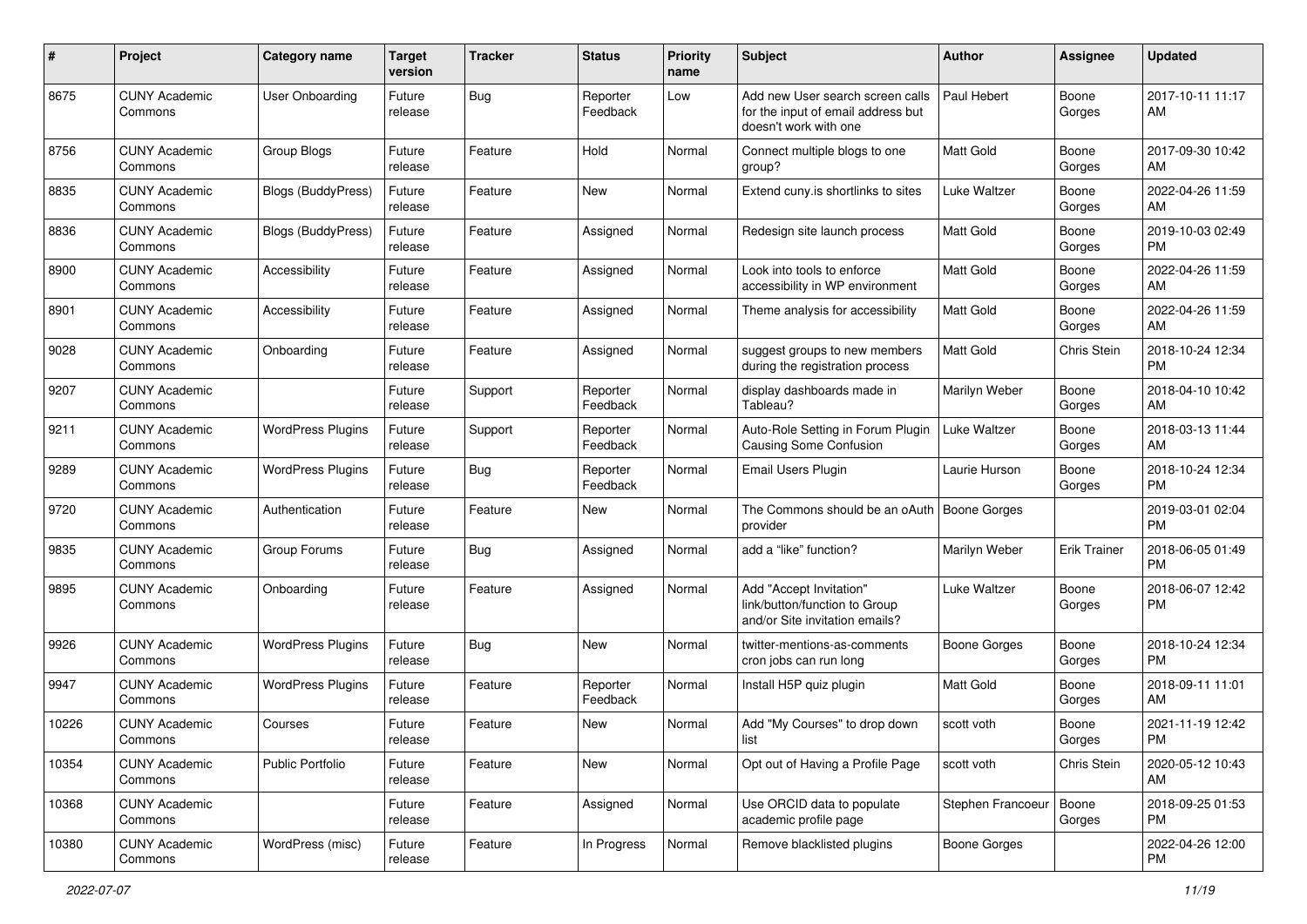| # | Project | Category name | Target version | Tracker | Status | Priority name | Subject | Author | Assignee | Updated |
|---|---|---|---|---|---|---|---|---|---|---|
| 8675 | CUNY Academic Commons | User Onboarding | Future release | Bug | Reporter Feedback | Low | Add new User search screen calls for the input of email address but doesn't work with one | Paul Hebert | Boone Gorges | 2017-10-11 11:17 AM |
| 8756 | CUNY Academic Commons | Group Blogs | Future release | Feature | Hold | Normal | Connect multiple blogs to one group? | Matt Gold | Boone Gorges | 2017-09-30 10:42 AM |
| 8835 | CUNY Academic Commons | Blogs (BuddyPress) | Future release | Feature | New | Normal | Extend cuny.is shortlinks to sites | Luke Waltzer | Boone Gorges | 2022-04-26 11:59 AM |
| 8836 | CUNY Academic Commons | Blogs (BuddyPress) | Future release | Feature | Assigned | Normal | Redesign site launch process | Matt Gold | Boone Gorges | 2019-10-03 02:49 PM |
| 8900 | CUNY Academic Commons | Accessibility | Future release | Feature | Assigned | Normal | Look into tools to enforce accessibility in WP environment | Matt Gold | Boone Gorges | 2022-04-26 11:59 AM |
| 8901 | CUNY Academic Commons | Accessibility | Future release | Feature | Assigned | Normal | Theme analysis for accessibility | Matt Gold | Boone Gorges | 2022-04-26 11:59 AM |
| 9028 | CUNY Academic Commons | Onboarding | Future release | Feature | Assigned | Normal | suggest groups to new members during the registration process | Matt Gold | Chris Stein | 2018-10-24 12:34 PM |
| 9207 | CUNY Academic Commons | | Future release | Support | Reporter Feedback | Normal | display dashboards made in Tableau? | Marilyn Weber | Boone Gorges | 2018-04-10 10:42 AM |
| 9211 | CUNY Academic Commons | WordPress Plugins | Future release | Support | Reporter Feedback | Normal | Auto-Role Setting in Forum Plugin Causing Some Confusion | Luke Waltzer | Boone Gorges | 2018-03-13 11:44 AM |
| 9289 | CUNY Academic Commons | WordPress Plugins | Future release | Bug | Reporter Feedback | Normal | Email Users Plugin | Laurie Hurson | Boone Gorges | 2018-10-24 12:34 PM |
| 9720 | CUNY Academic Commons | Authentication | Future release | Feature | New | Normal | The Commons should be an oAuth provider | Boone Gorges | | 2019-03-01 02:04 PM |
| 9835 | CUNY Academic Commons | Group Forums | Future release | Bug | Assigned | Normal | add a "like" function? | Marilyn Weber | Erik Trainer | 2018-06-05 01:49 PM |
| 9895 | CUNY Academic Commons | Onboarding | Future release | Feature | Assigned | Normal | Add "Accept Invitation" link/button/function to Group and/or Site invitation emails? | Luke Waltzer | Boone Gorges | 2018-06-07 12:42 PM |
| 9926 | CUNY Academic Commons | WordPress Plugins | Future release | Bug | New | Normal | twitter-mentions-as-comments cron jobs can run long | Boone Gorges | Boone Gorges | 2018-10-24 12:34 PM |
| 9947 | CUNY Academic Commons | WordPress Plugins | Future release | Feature | Reporter Feedback | Normal | Install H5P quiz plugin | Matt Gold | Boone Gorges | 2018-09-11 11:01 AM |
| 10226 | CUNY Academic Commons | Courses | Future release | Feature | New | Normal | Add "My Courses" to drop down list | scott voth | Boone Gorges | 2021-11-19 12:42 PM |
| 10354 | CUNY Academic Commons | Public Portfolio | Future release | Feature | New | Normal | Opt out of Having a Profile Page | scott voth | Chris Stein | 2020-05-12 10:43 AM |
| 10368 | CUNY Academic Commons | | Future release | Feature | Assigned | Normal | Use ORCID data to populate academic profile page | Stephen Francoeur | Boone Gorges | 2018-09-25 01:53 PM |
| 10380 | CUNY Academic Commons | WordPress (misc) | Future release | Feature | In Progress | Normal | Remove blacklisted plugins | Boone Gorges | | 2022-04-26 12:00 PM |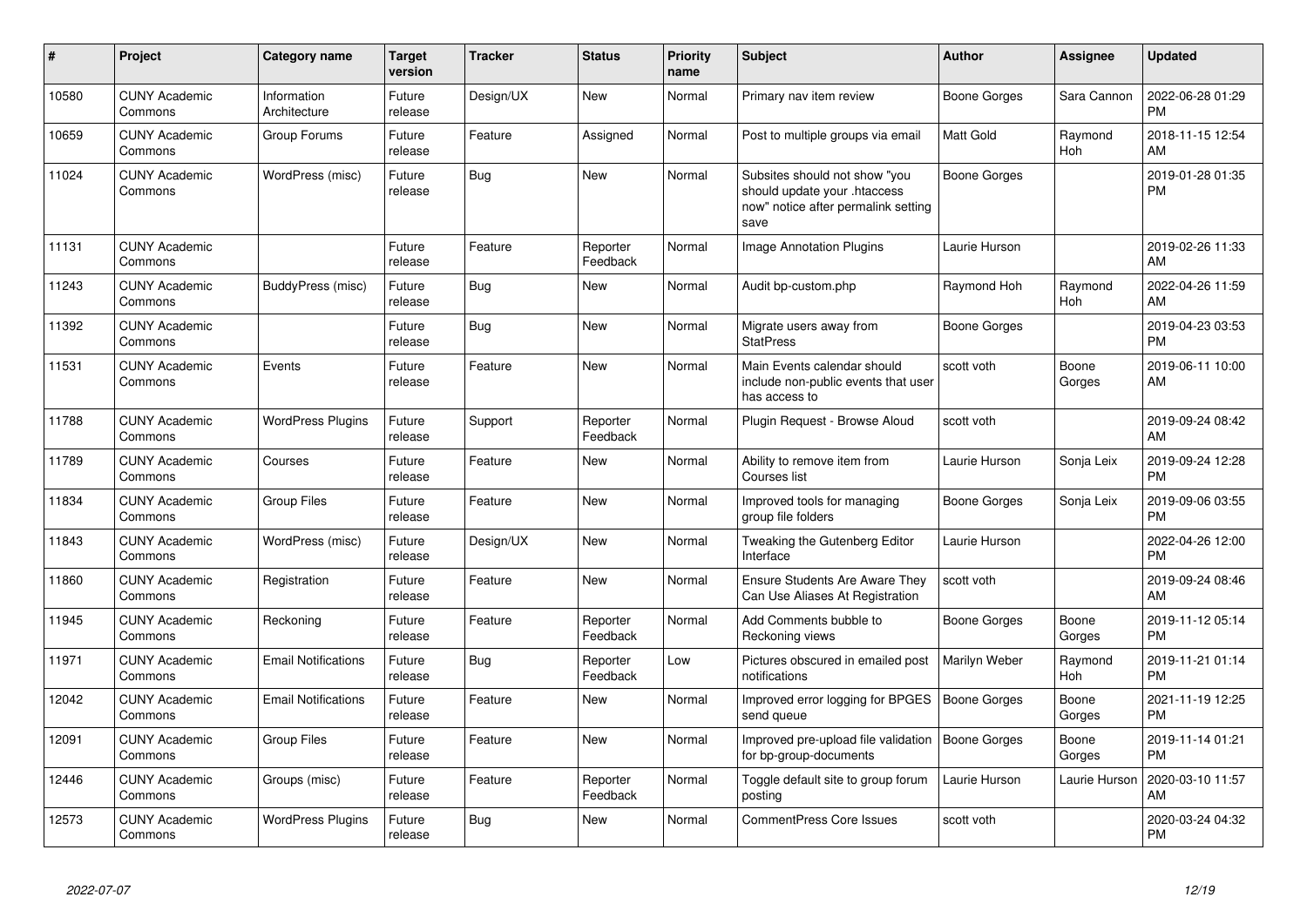| # | Project | Category name | Target version | Tracker | Status | Priority name | Subject | Author | Assignee | Updated |
|---|---|---|---|---|---|---|---|---|---|---|
| 10580 | CUNY Academic Commons | Information Architecture | Future release | Design/UX | New | Normal | Primary nav item review | Boone Gorges | Sara Cannon | 2022-06-28 01:29 PM |
| 10659 | CUNY Academic Commons | Group Forums | Future release | Feature | Assigned | Normal | Post to multiple groups via email | Matt Gold | Raymond Hoh | 2018-11-15 12:54 AM |
| 11024 | CUNY Academic Commons | WordPress (misc) | Future release | Bug | New | Normal | Subsites should not show "you should update your .htaccess now" notice after permalink setting save | Boone Gorges | | 2019-01-28 01:35 PM |
| 11131 | CUNY Academic Commons | | Future release | Feature | Reporter Feedback | Normal | Image Annotation Plugins | Laurie Hurson | | 2019-02-26 11:33 AM |
| 11243 | CUNY Academic Commons | BuddyPress (misc) | Future release | Bug | New | Normal | Audit bp-custom.php | Raymond Hoh | Raymond Hoh | 2022-04-26 11:59 AM |
| 11392 | CUNY Academic Commons | | Future release | Bug | New | Normal | Migrate users away from StatPress | Boone Gorges | | 2019-04-23 03:53 PM |
| 11531 | CUNY Academic Commons | Events | Future release | Feature | New | Normal | Main Events calendar should include non-public events that user has access to | scott voth | Boone Gorges | 2019-06-11 10:00 AM |
| 11788 | CUNY Academic Commons | WordPress Plugins | Future release | Support | Reporter Feedback | Normal | Plugin Request - Browse Aloud | scott voth | | 2019-09-24 08:42 AM |
| 11789 | CUNY Academic Commons | Courses | Future release | Feature | New | Normal | Ability to remove item from Courses list | Laurie Hurson | Sonja Leix | 2019-09-24 12:28 PM |
| 11834 | CUNY Academic Commons | Group Files | Future release | Feature | New | Normal | Improved tools for managing group file folders | Boone Gorges | Sonja Leix | 2019-09-06 03:55 PM |
| 11843 | CUNY Academic Commons | WordPress (misc) | Future release | Design/UX | New | Normal | Tweaking the Gutenberg Editor Interface | Laurie Hurson | | 2022-04-26 12:00 PM |
| 11860 | CUNY Academic Commons | Registration | Future release | Feature | New | Normal | Ensure Students Are Aware They Can Use Aliases At Registration | scott voth | | 2019-09-24 08:46 AM |
| 11945 | CUNY Academic Commons | Reckoning | Future release | Feature | Reporter Feedback | Normal | Add Comments bubble to Reckoning views | Boone Gorges | Boone Gorges | 2019-11-12 05:14 PM |
| 11971 | CUNY Academic Commons | Email Notifications | Future release | Bug | Reporter Feedback | Low | Pictures obscured in emailed post notifications | Marilyn Weber | Raymond Hoh | 2019-11-21 01:14 PM |
| 12042 | CUNY Academic Commons | Email Notifications | Future release | Feature | New | Normal | Improved error logging for BPGES send queue | Boone Gorges | Boone Gorges | 2021-11-19 12:25 PM |
| 12091 | CUNY Academic Commons | Group Files | Future release | Feature | New | Normal | Improved pre-upload file validation for bp-group-documents | Boone Gorges | Boone Gorges | 2019-11-14 01:21 PM |
| 12446 | CUNY Academic Commons | Groups (misc) | Future release | Feature | Reporter Feedback | Normal | Toggle default site to group forum posting | Laurie Hurson | Laurie Hurson | 2020-03-10 11:57 AM |
| 12573 | CUNY Academic Commons | WordPress Plugins | Future release | Bug | New | Normal | CommentPress Core Issues | scott voth | | 2020-03-24 04:32 PM |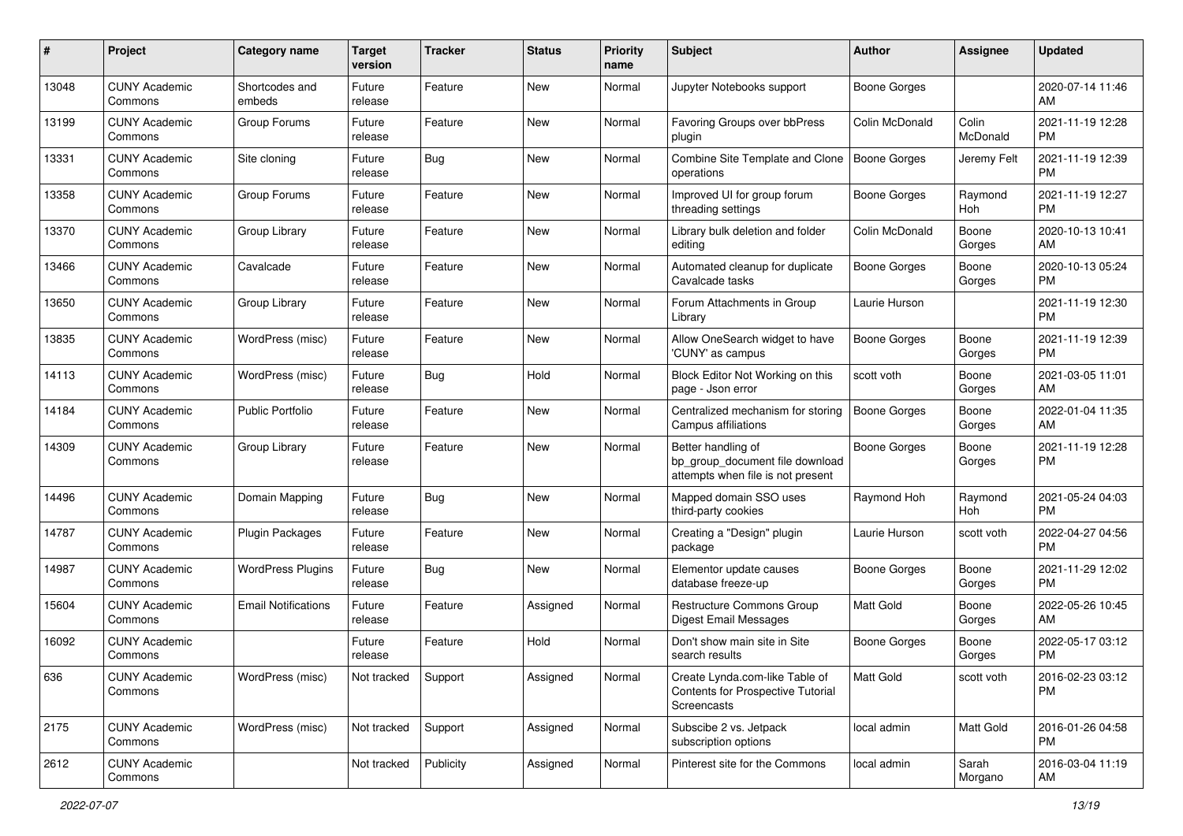| # | Project | Category name | Target version | Tracker | Status | Priority name | Subject | Author | Assignee | Updated |
|---|---|---|---|---|---|---|---|---|---|---|
| 13048 | CUNY Academic Commons | Shortcodes and embeds | Future release | Feature | New | Normal | Jupyter Notebooks support | Boone Gorges | | 2020-07-14 11:46 AM |
| 13199 | CUNY Academic Commons | Group Forums | Future release | Feature | New | Normal | Favoring Groups over bbPress plugin | Colin McDonald | Colin McDonald | 2021-11-19 12:28 PM |
| 13331 | CUNY Academic Commons | Site cloning | Future release | Bug | New | Normal | Combine Site Template and Clone operations | Boone Gorges | Jeremy Felt | 2021-11-19 12:39 PM |
| 13358 | CUNY Academic Commons | Group Forums | Future release | Feature | New | Normal | Improved UI for group forum threading settings | Boone Gorges | Raymond Hoh | 2021-11-19 12:27 PM |
| 13370 | CUNY Academic Commons | Group Library | Future release | Feature | New | Normal | Library bulk deletion and folder editing | Colin McDonald | Boone Gorges | 2020-10-13 10:41 AM |
| 13466 | CUNY Academic Commons | Cavalcade | Future release | Feature | New | Normal | Automated cleanup for duplicate Cavalcade tasks | Boone Gorges | Boone Gorges | 2020-10-13 05:24 PM |
| 13650 | CUNY Academic Commons | Group Library | Future release | Feature | New | Normal | Forum Attachments in Group Library | Laurie Hurson | | 2021-11-19 12:30 PM |
| 13835 | CUNY Academic Commons | WordPress (misc) | Future release | Feature | New | Normal | Allow OneSearch widget to have 'CUNY' as campus | Boone Gorges | Boone Gorges | 2021-11-19 12:39 PM |
| 14113 | CUNY Academic Commons | WordPress (misc) | Future release | Bug | Hold | Normal | Block Editor Not Working on this page - Json error | scott voth | Boone Gorges | 2021-03-05 11:01 AM |
| 14184 | CUNY Academic Commons | Public Portfolio | Future release | Feature | New | Normal | Centralized mechanism for storing Campus affiliations | Boone Gorges | Boone Gorges | 2022-01-04 11:35 AM |
| 14309 | CUNY Academic Commons | Group Library | Future release | Feature | New | Normal | Better handling of bp_group_document file download attempts when file is not present | Boone Gorges | Boone Gorges | 2021-11-19 12:28 PM |
| 14496 | CUNY Academic Commons | Domain Mapping | Future release | Bug | New | Normal | Mapped domain SSO uses third-party cookies | Raymond Hoh | Raymond Hoh | 2021-05-24 04:03 PM |
| 14787 | CUNY Academic Commons | Plugin Packages | Future release | Feature | New | Normal | Creating a "Design" plugin package | Laurie Hurson | scott voth | 2022-04-27 04:56 PM |
| 14987 | CUNY Academic Commons | WordPress Plugins | Future release | Bug | New | Normal | Elementor update causes database freeze-up | Boone Gorges | Boone Gorges | 2021-11-29 12:02 PM |
| 15604 | CUNY Academic Commons | Email Notifications | Future release | Feature | Assigned | Normal | Restructure Commons Group Digest Email Messages | Matt Gold | Boone Gorges | 2022-05-26 10:45 AM |
| 16092 | CUNY Academic Commons | | Future release | Feature | Hold | Normal | Don't show main site in Site search results | Boone Gorges | Boone Gorges | 2022-05-17 03:12 PM |
| 636 | CUNY Academic Commons | WordPress (misc) | Not tracked | Support | Assigned | Normal | Create Lynda.com-like Table of Contents for Prospective Tutorial Screencasts | Matt Gold | scott voth | 2016-02-23 03:12 PM |
| 2175 | CUNY Academic Commons | WordPress (misc) | Not tracked | Support | Assigned | Normal | Subscibe 2 vs. Jetpack subscription options | local admin | Matt Gold | 2016-01-26 04:58 PM |
| 2612 | CUNY Academic Commons | | Not tracked | Publicity | Assigned | Normal | Pinterest site for the Commons | local admin | Sarah Morgano | 2016-03-04 11:19 AM |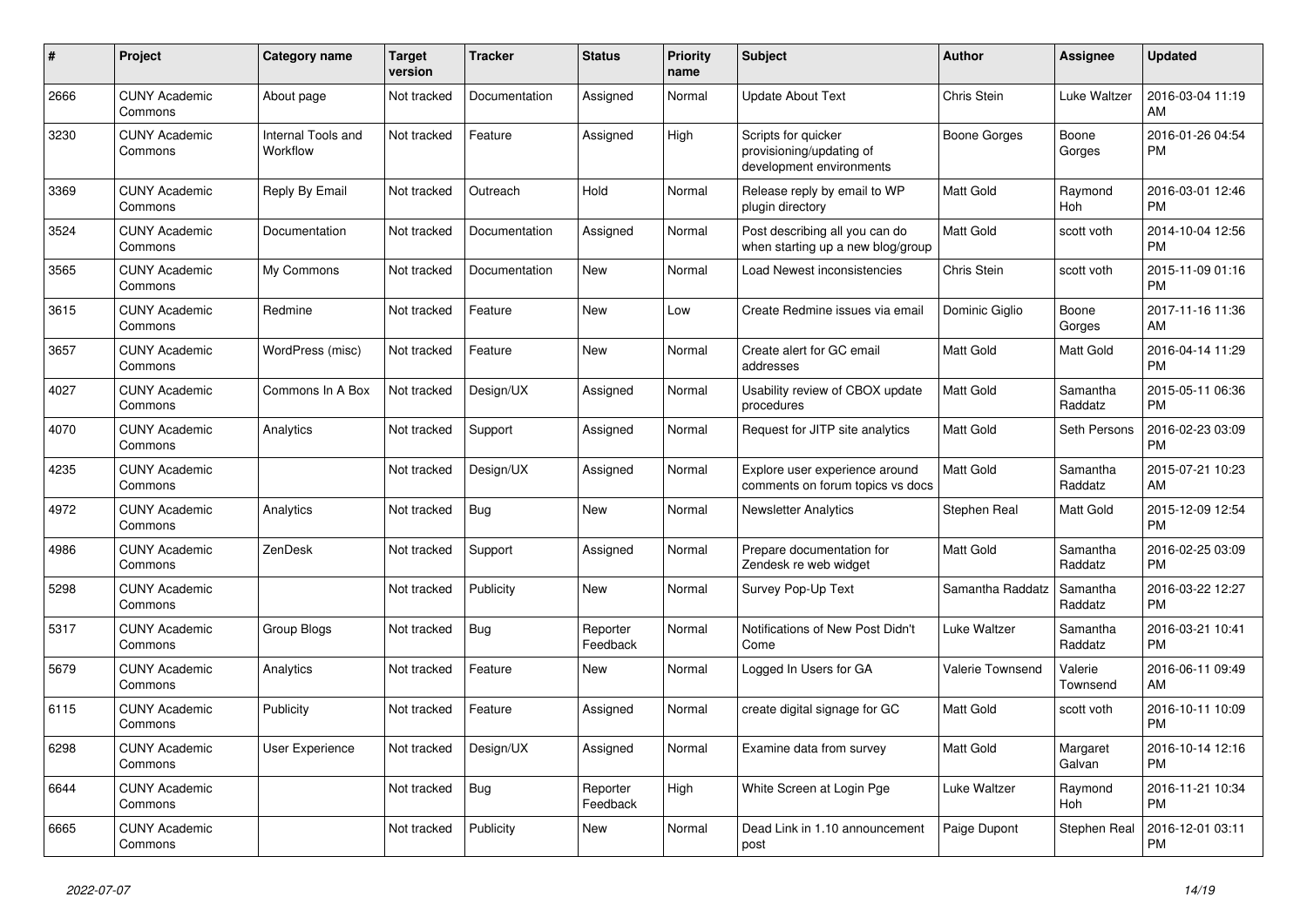| # | Project | Category name | Target version | Tracker | Status | Priority name | Subject | Author | Assignee | Updated |
|---|---|---|---|---|---|---|---|---|---|---|
| 2666 | CUNY Academic Commons | About page | Not tracked | Documentation | Assigned | Normal | Update About Text | Chris Stein | Luke Waltzer | 2016-03-04 11:19 AM |
| 3230 | CUNY Academic Commons | Internal Tools and Workflow | Not tracked | Feature | Assigned | High | Scripts for quicker provisioning/updating of development environments | Boone Gorges | Boone Gorges | 2016-01-26 04:54 PM |
| 3369 | CUNY Academic Commons | Reply By Email | Not tracked | Outreach | Hold | Normal | Release reply by email to WP plugin directory | Matt Gold | Raymond Hoh | 2016-03-01 12:46 PM |
| 3524 | CUNY Academic Commons | Documentation | Not tracked | Documentation | Assigned | Normal | Post describing all you can do when starting up a new blog/group | Matt Gold | scott voth | 2014-10-04 12:56 PM |
| 3565 | CUNY Academic Commons | My Commons | Not tracked | Documentation | New | Normal | Load Newest inconsistencies | Chris Stein | scott voth | 2015-11-09 01:16 PM |
| 3615 | CUNY Academic Commons | Redmine | Not tracked | Feature | New | Low | Create Redmine issues via email | Dominic Giglio | Boone Gorges | 2017-11-16 11:36 AM |
| 3657 | CUNY Academic Commons | WordPress (misc) | Not tracked | Feature | New | Normal | Create alert for GC email addresses | Matt Gold | Matt Gold | 2016-04-14 11:29 PM |
| 4027 | CUNY Academic Commons | Commons In A Box | Not tracked | Design/UX | Assigned | Normal | Usability review of CBOX update procedures | Matt Gold | Samantha Raddatz | 2015-05-11 06:36 PM |
| 4070 | CUNY Academic Commons | Analytics | Not tracked | Support | Assigned | Normal | Request for JITP site analytics | Matt Gold | Seth Persons | 2016-02-23 03:09 PM |
| 4235 | CUNY Academic Commons | | Not tracked | Design/UX | Assigned | Normal | Explore user experience around comments on forum topics vs docs | Matt Gold | Samantha Raddatz | 2015-07-21 10:23 AM |
| 4972 | CUNY Academic Commons | Analytics | Not tracked | Bug | New | Normal | Newsletter Analytics | Stephen Real | Matt Gold | 2015-12-09 12:54 PM |
| 4986 | CUNY Academic Commons | ZenDesk | Not tracked | Support | Assigned | Normal | Prepare documentation for Zendesk re web widget | Matt Gold | Samantha Raddatz | 2016-02-25 03:09 PM |
| 5298 | CUNY Academic Commons | | Not tracked | Publicity | New | Normal | Survey Pop-Up Text | Samantha Raddatz | Samantha Raddatz | 2016-03-22 12:27 PM |
| 5317 | CUNY Academic Commons | Group Blogs | Not tracked | Bug | Reporter Feedback | Normal | Notifications of New Post Didn't Come | Luke Waltzer | Samantha Raddatz | 2016-03-21 10:41 PM |
| 5679 | CUNY Academic Commons | Analytics | Not tracked | Feature | New | Normal | Logged In Users for GA | Valerie Townsend | Valerie Townsend | 2016-06-11 09:49 AM |
| 6115 | CUNY Academic Commons | Publicity | Not tracked | Feature | Assigned | Normal | create digital signage for GC | Matt Gold | scott voth | 2016-10-11 10:09 PM |
| 6298 | CUNY Academic Commons | User Experience | Not tracked | Design/UX | Assigned | Normal | Examine data from survey | Matt Gold | Margaret Galvan | 2016-10-14 12:16 PM |
| 6644 | CUNY Academic Commons | | Not tracked | Bug | Reporter Feedback | High | White Screen at Login Pge | Luke Waltzer | Raymond Hoh | 2016-11-21 10:34 PM |
| 6665 | CUNY Academic Commons | | Not tracked | Publicity | New | Normal | Dead Link in 1.10 announcement post | Paige Dupont | Stephen Real | 2016-12-01 03:11 PM |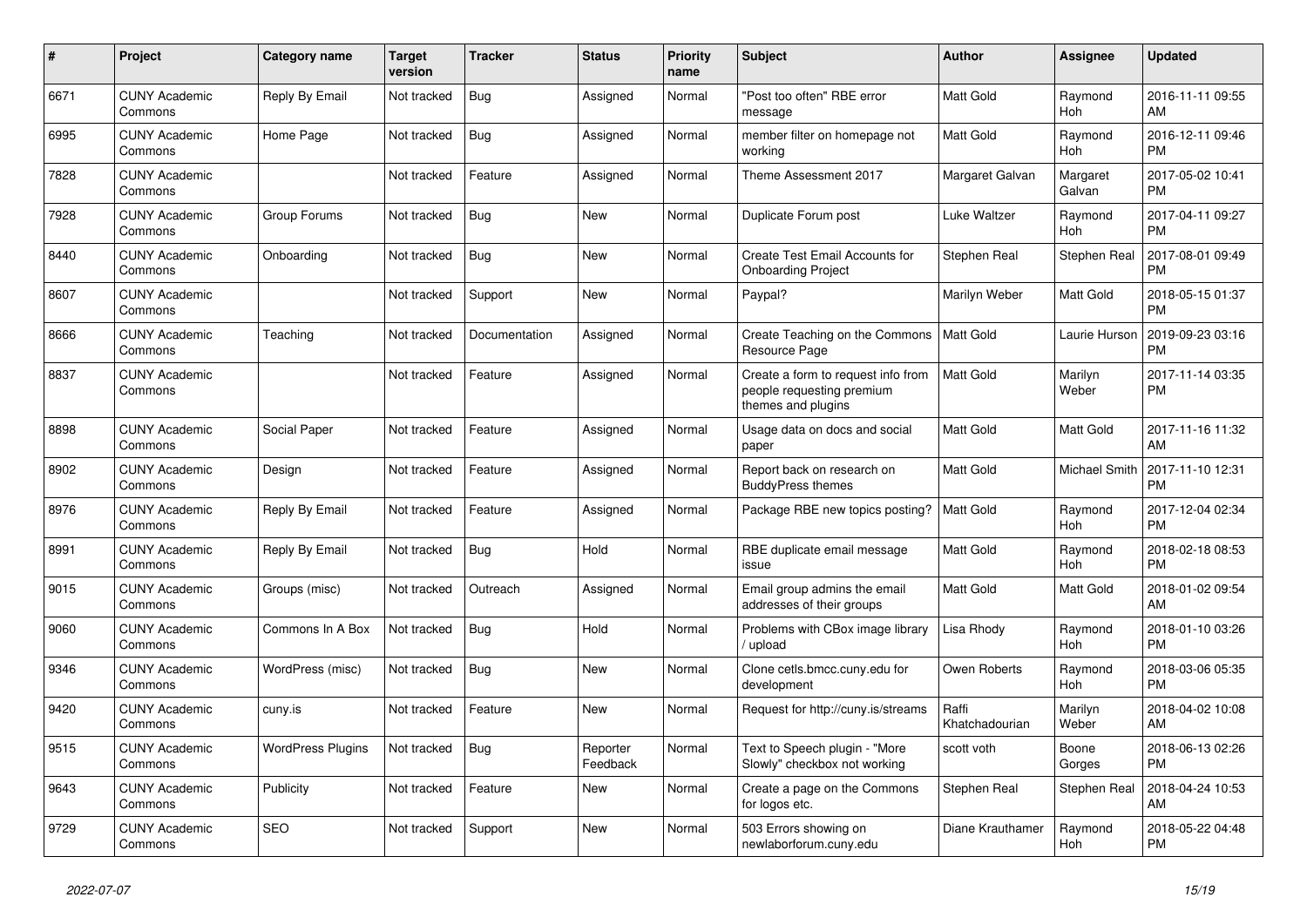| # | Project | Category name | Target version | Tracker | Status | Priority name | Subject | Author | Assignee | Updated |
|---|---|---|---|---|---|---|---|---|---|---|
| 6671 | CUNY Academic Commons | Reply By Email | Not tracked | Bug | Assigned | Normal | "Post too often" RBE error message | Matt Gold | Raymond Hoh | 2016-11-11 09:55 AM |
| 6995 | CUNY Academic Commons | Home Page | Not tracked | Bug | Assigned | Normal | member filter on homepage not working | Matt Gold | Raymond Hoh | 2016-12-11 09:46 PM |
| 7828 | CUNY Academic Commons | | Not tracked | Feature | Assigned | Normal | Theme Assessment 2017 | Margaret Galvan | Margaret Galvan | 2017-05-02 10:41 PM |
| 7928 | CUNY Academic Commons | Group Forums | Not tracked | Bug | New | Normal | Duplicate Forum post | Luke Waltzer | Raymond Hoh | 2017-04-11 09:27 PM |
| 8440 | CUNY Academic Commons | Onboarding | Not tracked | Bug | New | Normal | Create Test Email Accounts for Onboarding Project | Stephen Real | Stephen Real | 2017-08-01 09:49 PM |
| 8607 | CUNY Academic Commons | | Not tracked | Support | New | Normal | Paypal? | Marilyn Weber | Matt Gold | 2018-05-15 01:37 PM |
| 8666 | CUNY Academic Commons | Teaching | Not tracked | Documentation | Assigned | Normal | Create Teaching on the Commons Resource Page | Matt Gold | Laurie Hurson | 2019-09-23 03:16 PM |
| 8837 | CUNY Academic Commons | | Not tracked | Feature | Assigned | Normal | Create a form to request info from people requesting premium themes and plugins | Matt Gold | Marilyn Weber | 2017-11-14 03:35 PM |
| 8898 | CUNY Academic Commons | Social Paper | Not tracked | Feature | Assigned | Normal | Usage data on docs and social paper | Matt Gold | Matt Gold | 2017-11-16 11:32 AM |
| 8902 | CUNY Academic Commons | Design | Not tracked | Feature | Assigned | Normal | Report back on research on BuddyPress themes | Matt Gold | Michael Smith | 2017-11-10 12:31 PM |
| 8976 | CUNY Academic Commons | Reply By Email | Not tracked | Feature | Assigned | Normal | Package RBE new topics posting? | Matt Gold | Raymond Hoh | 2017-12-04 02:34 PM |
| 8991 | CUNY Academic Commons | Reply By Email | Not tracked | Bug | Hold | Normal | RBE duplicate email message issue | Matt Gold | Raymond Hoh | 2018-02-18 08:53 PM |
| 9015 | CUNY Academic Commons | Groups (misc) | Not tracked | Outreach | Assigned | Normal | Email group admins the email addresses of their groups | Matt Gold | Matt Gold | 2018-01-02 09:54 AM |
| 9060 | CUNY Academic Commons | Commons In A Box | Not tracked | Bug | Hold | Normal | Problems with CBox image library / upload | Lisa Rhody | Raymond Hoh | 2018-01-10 03:26 PM |
| 9346 | CUNY Academic Commons | WordPress (misc) | Not tracked | Bug | New | Normal | Clone cetls.bmcc.cuny.edu for development | Owen Roberts | Raymond Hoh | 2018-03-06 05:35 PM |
| 9420 | CUNY Academic Commons | cuny.is | Not tracked | Feature | New | Normal | Request for http://cuny.is/streams | Raffi Khatchadourian | Marilyn Weber | 2018-04-02 10:08 AM |
| 9515 | CUNY Academic Commons | WordPress Plugins | Not tracked | Bug | Reporter Feedback | Normal | Text to Speech plugin - "More Slowly" checkbox not working | scott voth | Boone Gorges | 2018-06-13 02:26 PM |
| 9643 | CUNY Academic Commons | Publicity | Not tracked | Feature | New | Normal | Create a page on the Commons for logos etc. | Stephen Real | Stephen Real | 2018-04-24 10:53 AM |
| 9729 | CUNY Academic Commons | SEO | Not tracked | Support | New | Normal | 503 Errors showing on newlaborforum.cuny.edu | Diane Krauthamer | Raymond Hoh | 2018-05-22 04:48 PM |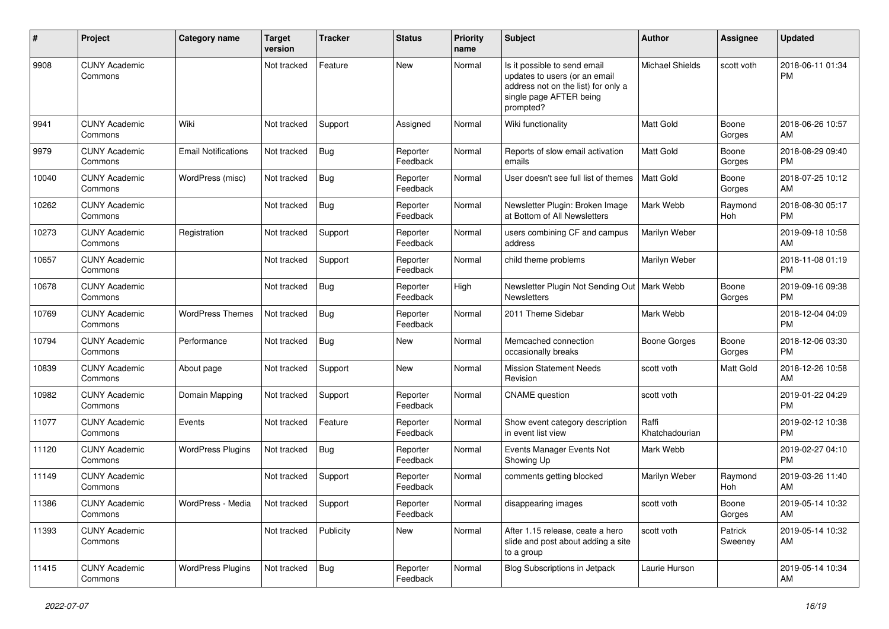| # | Project | Category name | Target version | Tracker | Status | Priority name | Subject | Author | Assignee | Updated |
|---|---|---|---|---|---|---|---|---|---|---|
| 9908 | CUNY Academic Commons | | Not tracked | Feature | New | Normal | Is it possible to send email updates to users (or an email address not on the list) for only a single page AFTER being prompted? | Michael Shields | scott voth | 2018-06-11 01:34 PM |
| 9941 | CUNY Academic Commons | Wiki | Not tracked | Support | Assigned | Normal | Wiki functionality | Matt Gold | Boone Gorges | 2018-06-26 10:57 AM |
| 9979 | CUNY Academic Commons | Email Notifications | Not tracked | Bug | Reporter Feedback | Normal | Reports of slow email activation emails | Matt Gold | Boone Gorges | 2018-08-29 09:40 PM |
| 10040 | CUNY Academic Commons | WordPress (misc) | Not tracked | Bug | Reporter Feedback | Normal | User doesn't see full list of themes | Matt Gold | Boone Gorges | 2018-07-25 10:12 AM |
| 10262 | CUNY Academic Commons | | Not tracked | Bug | Reporter Feedback | Normal | Newsletter Plugin: Broken Image at Bottom of All Newsletters | Mark Webb | Raymond Hoh | 2018-08-30 05:17 PM |
| 10273 | CUNY Academic Commons | Registration | Not tracked | Support | Reporter Feedback | Normal | users combining CF and campus address | Marilyn Weber | | 2019-09-18 10:58 AM |
| 10657 | CUNY Academic Commons | | Not tracked | Support | Reporter Feedback | Normal | child theme problems | Marilyn Weber | | 2018-11-08 01:19 PM |
| 10678 | CUNY Academic Commons | | Not tracked | Bug | Reporter Feedback | High | Newsletter Plugin Not Sending Out Newsletters | Mark Webb | Boone Gorges | 2019-09-16 09:38 PM |
| 10769 | CUNY Academic Commons | WordPress Themes | Not tracked | Bug | Reporter Feedback | Normal | 2011 Theme Sidebar | Mark Webb | | 2018-12-04 04:09 PM |
| 10794 | CUNY Academic Commons | Performance | Not tracked | Bug | New | Normal | Memcached connection occasionally breaks | Boone Gorges | Boone Gorges | 2018-12-06 03:30 PM |
| 10839 | CUNY Academic Commons | About page | Not tracked | Support | New | Normal | Mission Statement Needs Revision | scott voth | Matt Gold | 2018-12-26 10:58 AM |
| 10982 | CUNY Academic Commons | Domain Mapping | Not tracked | Support | Reporter Feedback | Normal | CNAME question | scott voth | | 2019-01-22 04:29 PM |
| 11077 | CUNY Academic Commons | Events | Not tracked | Feature | Reporter Feedback | Normal | Show event category description in event list view | Raffi Khatchadourian | | 2019-02-12 10:38 PM |
| 11120 | CUNY Academic Commons | WordPress Plugins | Not tracked | Bug | Reporter Feedback | Normal | Events Manager Events Not Showing Up | Mark Webb | | 2019-02-27 04:10 PM |
| 11149 | CUNY Academic Commons | | Not tracked | Support | Reporter Feedback | Normal | comments getting blocked | Marilyn Weber | Raymond Hoh | 2019-03-26 11:40 AM |
| 11386 | CUNY Academic Commons | WordPress - Media | Not tracked | Support | Reporter Feedback | Normal | disappearing images | scott voth | Boone Gorges | 2019-05-14 10:32 AM |
| 11393 | CUNY Academic Commons | | Not tracked | Publicity | New | Normal | After 1.15 release, ceate a hero slide and post about adding a site to a group | scott voth | Patrick Sweeney | 2019-05-14 10:32 AM |
| 11415 | CUNY Academic Commons | WordPress Plugins | Not tracked | Bug | Reporter Feedback | Normal | Blog Subscriptions in Jetpack | Laurie Hurson | | 2019-05-14 10:34 AM |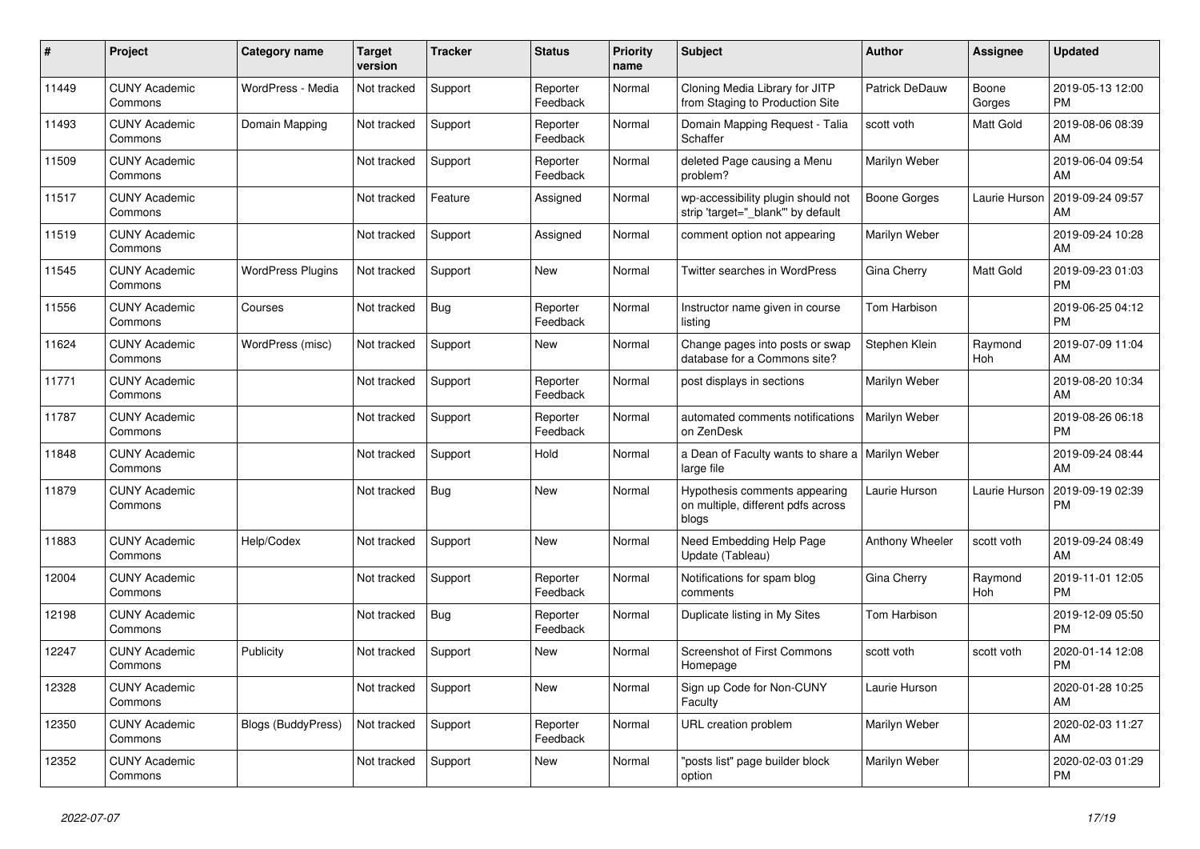| # | Project | Category name | Target version | Tracker | Status | Priority name | Subject | Author | Assignee | Updated |
|---|---|---|---|---|---|---|---|---|---|---|
| 11449 | CUNY Academic Commons | WordPress - Media | Not tracked | Support | Reporter Feedback | Normal | Cloning Media Library for JITP from Staging to Production Site | Patrick DeDauw | Boone Gorges | 2019-05-13 12:00 PM |
| 11493 | CUNY Academic Commons | Domain Mapping | Not tracked | Support | Reporter Feedback | Normal | Domain Mapping Request - Talia Schaffer | scott voth | Matt Gold | 2019-08-06 08:39 AM |
| 11509 | CUNY Academic Commons | | Not tracked | Support | Reporter Feedback | Normal | deleted Page causing a Menu problem? | Marilyn Weber | | 2019-06-04 09:54 AM |
| 11517 | CUNY Academic Commons | | Not tracked | Feature | Assigned | Normal | wp-accessibility plugin should not strip 'target="_blank"' by default | Boone Gorges | Laurie Hurson | 2019-09-24 09:57 AM |
| 11519 | CUNY Academic Commons | | Not tracked | Support | Assigned | Normal | comment option not appearing | Marilyn Weber | | 2019-09-24 10:28 AM |
| 11545 | CUNY Academic Commons | WordPress Plugins | Not tracked | Support | New | Normal | Twitter searches in WordPress | Gina Cherry | Matt Gold | 2019-09-23 01:03 PM |
| 11556 | CUNY Academic Commons | Courses | Not tracked | Bug | Reporter Feedback | Normal | Instructor name given in course listing | Tom Harbison | | 2019-06-25 04:12 PM |
| 11624 | CUNY Academic Commons | WordPress (misc) | Not tracked | Support | New | Normal | Change pages into posts or swap database for a Commons site? | Stephen Klein | Raymond Hoh | 2019-07-09 11:04 AM |
| 11771 | CUNY Academic Commons | | Not tracked | Support | Reporter Feedback | Normal | post displays in sections | Marilyn Weber | | 2019-08-20 10:34 AM |
| 11787 | CUNY Academic Commons | | Not tracked | Support | Reporter Feedback | Normal | automated comments notifications on ZenDesk | Marilyn Weber | | 2019-08-26 06:18 PM |
| 11848 | CUNY Academic Commons | | Not tracked | Support | Hold | Normal | a Dean of Faculty wants to share a large file | Marilyn Weber | | 2019-09-24 08:44 AM |
| 11879 | CUNY Academic Commons | | Not tracked | Bug | New | Normal | Hypothesis comments appearing on multiple, different pdfs across blogs | Laurie Hurson | Laurie Hurson | 2019-09-19 02:39 PM |
| 11883 | CUNY Academic Commons | Help/Codex | Not tracked | Support | New | Normal | Need Embedding Help Page Update (Tableau) | Anthony Wheeler | scott voth | 2019-09-24 08:49 AM |
| 12004 | CUNY Academic Commons | | Not tracked | Support | Reporter Feedback | Normal | Notifications for spam blog comments | Gina Cherry | Raymond Hoh | 2019-11-01 12:05 PM |
| 12198 | CUNY Academic Commons | | Not tracked | Bug | Reporter Feedback | Normal | Duplicate listing in My Sites | Tom Harbison | | 2019-12-09 05:50 PM |
| 12247 | CUNY Academic Commons | Publicity | Not tracked | Support | New | Normal | Screenshot of First Commons Homepage | scott voth | scott voth | 2020-01-14 12:08 PM |
| 12328 | CUNY Academic Commons | | Not tracked | Support | New | Normal | Sign up Code for Non-CUNY Faculty | Laurie Hurson | | 2020-01-28 10:25 AM |
| 12350 | CUNY Academic Commons | Blogs (BuddyPress) | Not tracked | Support | Reporter Feedback | Normal | URL creation problem | Marilyn Weber | | 2020-02-03 11:27 AM |
| 12352 | CUNY Academic Commons | | Not tracked | Support | New | Normal | "posts list" page builder block option | Marilyn Weber | | 2020-02-03 01:29 PM |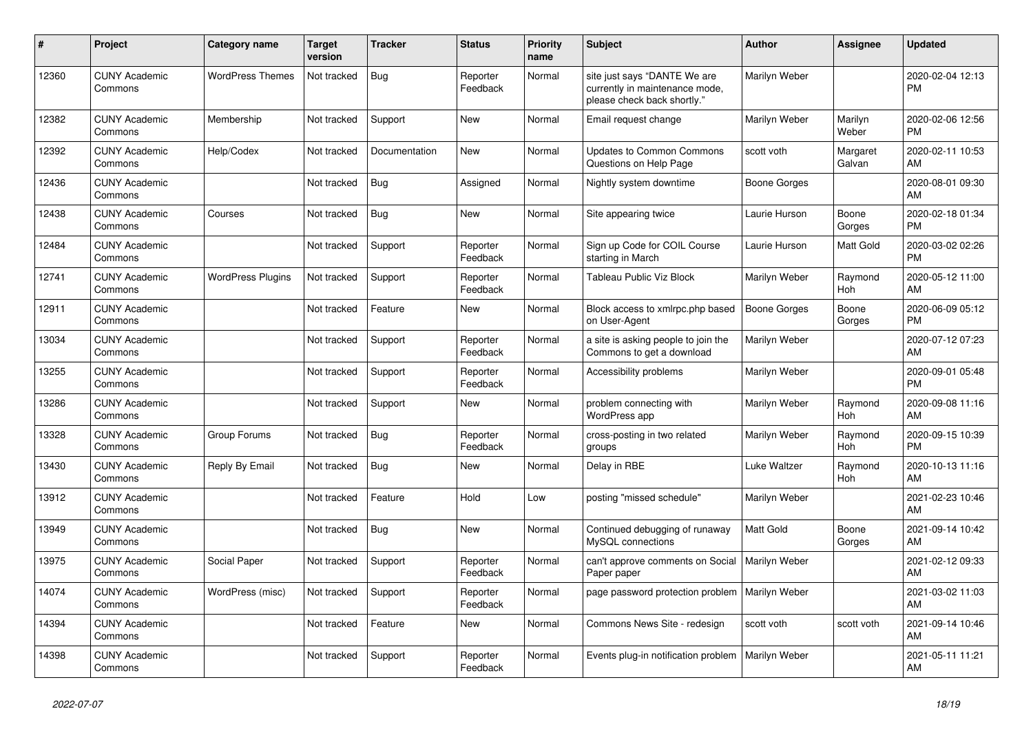| # | Project | Category name | Target version | Tracker | Status | Priority name | Subject | Author | Assignee | Updated |
|---|---|---|---|---|---|---|---|---|---|---|
| 12360 | CUNY Academic Commons | WordPress Themes | Not tracked | Bug | Reporter Feedback | Normal | site just says "DANTE We are currently in maintenance mode, please check back shortly." | Marilyn Weber | | 2020-02-04 12:13 PM |
| 12382 | CUNY Academic Commons | Membership | Not tracked | Support | New | Normal | Email request change | Marilyn Weber | Marilyn Weber | 2020-02-06 12:56 PM |
| 12392 | CUNY Academic Commons | Help/Codex | Not tracked | Documentation | New | Normal | Updates to Common Commons Questions on Help Page | scott voth | Margaret Galvan | 2020-02-11 10:53 AM |
| 12436 | CUNY Academic Commons | | Not tracked | Bug | Assigned | Normal | Nightly system downtime | Boone Gorges | | 2020-08-01 09:30 AM |
| 12438 | CUNY Academic Commons | Courses | Not tracked | Bug | New | Normal | Site appearing twice | Laurie Hurson | Boone Gorges | 2020-02-18 01:34 PM |
| 12484 | CUNY Academic Commons | | Not tracked | Support | Reporter Feedback | Normal | Sign up Code for COIL Course starting in March | Laurie Hurson | Matt Gold | 2020-03-02 02:26 PM |
| 12741 | CUNY Academic Commons | WordPress Plugins | Not tracked | Support | Reporter Feedback | Normal | Tableau Public Viz Block | Marilyn Weber | Raymond Hoh | 2020-05-12 11:00 AM |
| 12911 | CUNY Academic Commons | | Not tracked | Feature | New | Normal | Block access to xmlrpc.php based on User-Agent | Boone Gorges | Boone Gorges | 2020-06-09 05:12 PM |
| 13034 | CUNY Academic Commons | | Not tracked | Support | Reporter Feedback | Normal | a site is asking people to join the Commons to get a download | Marilyn Weber | | 2020-07-12 07:23 AM |
| 13255 | CUNY Academic Commons | | Not tracked | Support | Reporter Feedback | Normal | Accessibility problems | Marilyn Weber | | 2020-09-01 05:48 PM |
| 13286 | CUNY Academic Commons | | Not tracked | Support | New | Normal | problem connecting with WordPress app | Marilyn Weber | Raymond Hoh | 2020-09-08 11:16 AM |
| 13328 | CUNY Academic Commons | Group Forums | Not tracked | Bug | Reporter Feedback | Normal | cross-posting in two related groups | Marilyn Weber | Raymond Hoh | 2020-09-15 10:39 PM |
| 13430 | CUNY Academic Commons | Reply By Email | Not tracked | Bug | New | Normal | Delay in RBE | Luke Waltzer | Raymond Hoh | 2020-10-13 11:16 AM |
| 13912 | CUNY Academic Commons | | Not tracked | Feature | Hold | Low | posting "missed schedule" | Marilyn Weber | | 2021-02-23 10:46 AM |
| 13949 | CUNY Academic Commons | | Not tracked | Bug | New | Normal | Continued debugging of runaway MySQL connections | Matt Gold | Boone Gorges | 2021-09-14 10:42 AM |
| 13975 | CUNY Academic Commons | Social Paper | Not tracked | Support | Reporter Feedback | Normal | can't approve comments on Social Paper paper | Marilyn Weber | | 2021-02-12 09:33 AM |
| 14074 | CUNY Academic Commons | WordPress (misc) | Not tracked | Support | Reporter Feedback | Normal | page password protection problem | Marilyn Weber | | 2021-03-02 11:03 AM |
| 14394 | CUNY Academic Commons | | Not tracked | Feature | New | Normal | Commons News Site - redesign | scott voth | scott voth | 2021-09-14 10:46 AM |
| 14398 | CUNY Academic Commons | | Not tracked | Support | Reporter Feedback | Normal | Events plug-in notification problem | Marilyn Weber | | 2021-05-11 11:21 AM |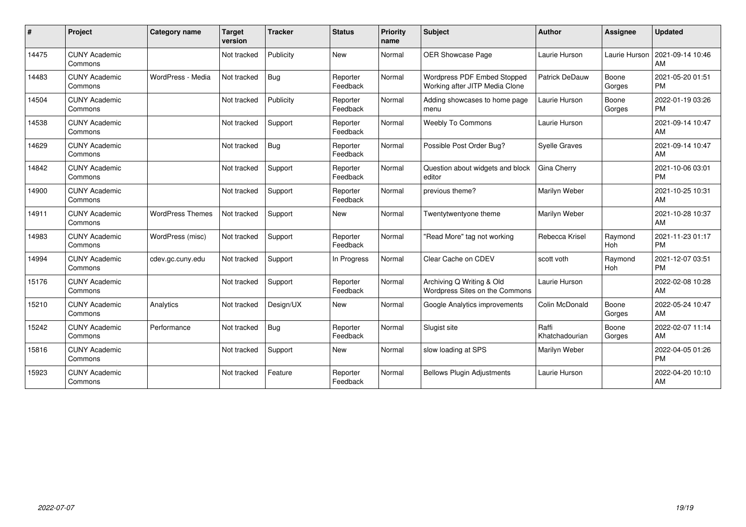| # | Project | Category name | Target version | Tracker | Status | Priority name | Subject | Author | Assignee | Updated |
|---|---|---|---|---|---|---|---|---|---|---|
| 14475 | CUNY Academic Commons | | Not tracked | Publicity | New | Normal | OER Showcase Page | Laurie Hurson | Laurie Hurson | 2021-09-14 10:46 AM |
| 14483 | CUNY Academic Commons | WordPress - Media | Not tracked | Bug | Reporter Feedback | Normal | Wordpress PDF Embed Stopped Working after JITP Media Clone | Patrick DeDauw | Boone Gorges | 2021-05-20 01:51 PM |
| 14504 | CUNY Academic Commons | | Not tracked | Publicity | Reporter Feedback | Normal | Adding showcases to home page menu | Laurie Hurson | Boone Gorges | 2022-01-19 03:26 PM |
| 14538 | CUNY Academic Commons | | Not tracked | Support | Reporter Feedback | Normal | Weebly To Commons | Laurie Hurson | | 2021-09-14 10:47 AM |
| 14629 | CUNY Academic Commons | | Not tracked | Bug | Reporter Feedback | Normal | Possible Post Order Bug? | Syelle Graves | | 2021-09-14 10:47 AM |
| 14842 | CUNY Academic Commons | | Not tracked | Support | Reporter Feedback | Normal | Question about widgets and block editor | Gina Cherry | | 2021-10-06 03:01 PM |
| 14900 | CUNY Academic Commons | | Not tracked | Support | Reporter Feedback | Normal | previous theme? | Marilyn Weber | | 2021-10-25 10:31 AM |
| 14911 | CUNY Academic Commons | WordPress Themes | Not tracked | Support | New | Normal | Twentytwentyone theme | Marilyn Weber | | 2021-10-28 10:37 AM |
| 14983 | CUNY Academic Commons | WordPress (misc) | Not tracked | Support | Reporter Feedback | Normal | "Read More" tag not working | Rebecca Krisel | Raymond Hoh | 2021-11-23 01:17 PM |
| 14994 | CUNY Academic Commons | cdev.gc.cuny.edu | Not tracked | Support | In Progress | Normal | Clear Cache on CDEV | scott voth | Raymond Hoh | 2021-12-07 03:51 PM |
| 15176 | CUNY Academic Commons | | Not tracked | Support | Reporter Feedback | Normal | Archiving Q Writing & Old Wordpress Sites on the Commons | Laurie Hurson | | 2022-02-08 10:28 AM |
| 15210 | CUNY Academic Commons | Analytics | Not tracked | Design/UX | New | Normal | Google Analytics improvements | Colin McDonald | Boone Gorges | 2022-05-24 10:47 AM |
| 15242 | CUNY Academic Commons | Performance | Not tracked | Bug | Reporter Feedback | Normal | Slugist site | Raffi Khatchadourian | Boone Gorges | 2022-02-07 11:14 AM |
| 15816 | CUNY Academic Commons | | Not tracked | Support | New | Normal | slow loading at SPS | Marilyn Weber | | 2022-04-05 01:26 PM |
| 15923 | CUNY Academic Commons | | Not tracked | Feature | Reporter Feedback | Normal | Bellows Plugin Adjustments | Laurie Hurson | | 2022-04-20 10:10 AM |